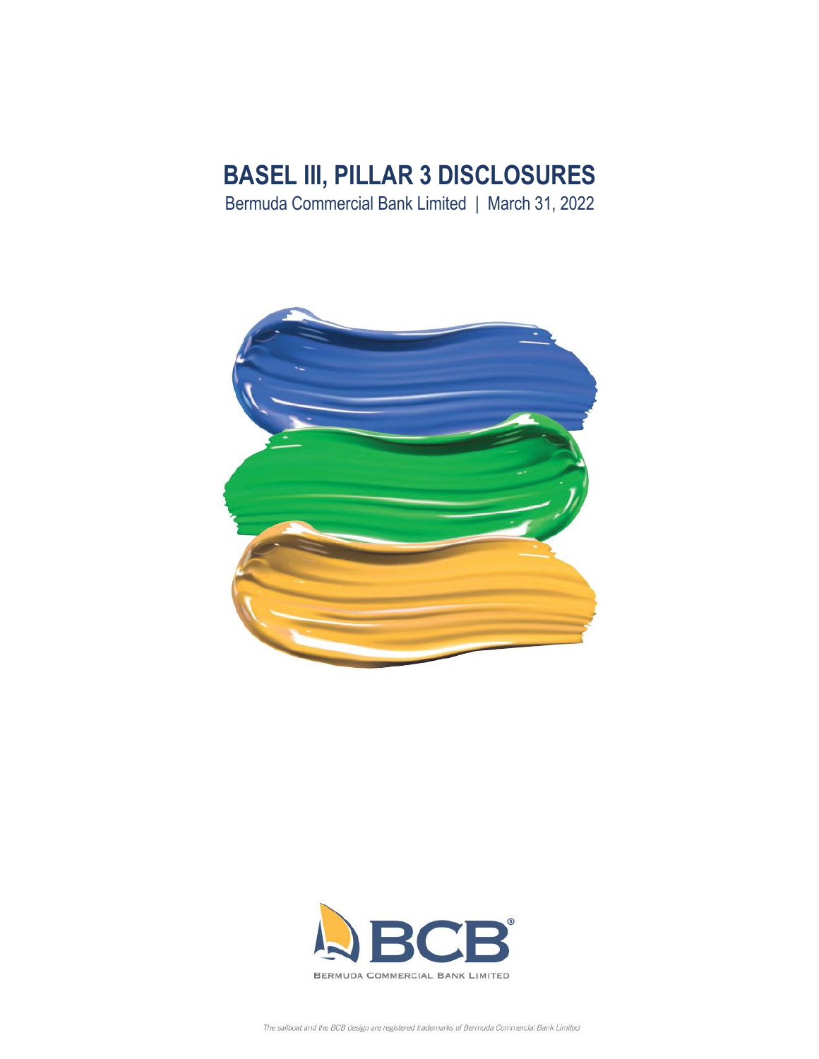# BASEL III, PILLAR 3 DISCLOSURES

Bermuda Commercial Bank Limited | March 31, 2022

BCB®

BERMUDA COMMERCIAL BANK LIMITED

*The sailboat and the BCB design are registered trademarks of Bermuda Commercial Bank Limited*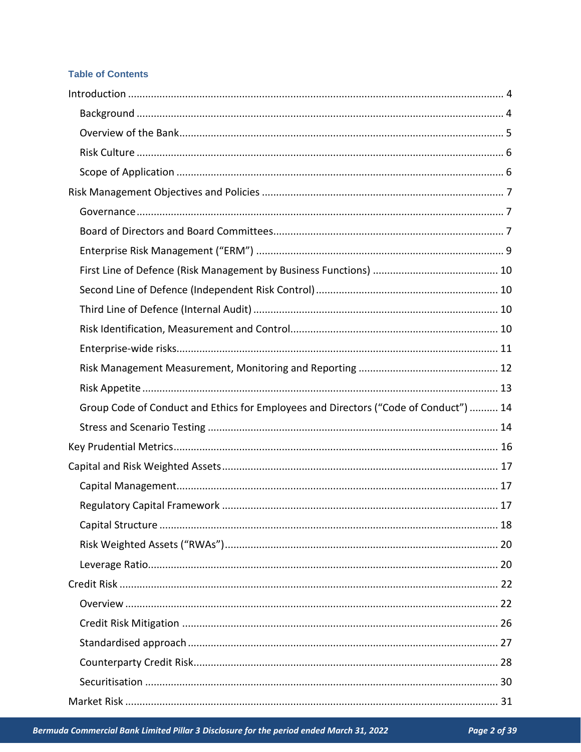### Table of Contents

- Introduction ........ 4
  - Background ........ 4
  - Overview of the Bank ........ 5
  - Risk Culture ........ 6
  - Scope of Application ........ 6
- Risk Management Objectives and Policies ........ 7
  - Governance ........ 7
  - Board of Directors and Board Committees ........ 7
  - Enterprise Risk Management ("ERM") ........ 9
  - First Line of Defence (Risk Management by Business Functions) ........ 10
  - Second Line of Defence (Independent Risk Control) ........ 10
  - Third Line of Defence (Internal Audit) ........ 10
  - Risk Identification, Measurement and Control ........ 10
  - Enterprise-wide risks ........ 11
  - Risk Management Measurement, Monitoring and Reporting ........ 12
  - Risk Appetite ........ 13
  - Group Code of Conduct and Ethics for Employees and Directors ("Code of Conduct") ........ 14
  - Stress and Scenario Testing ........ 14
- Key Prudential Metrics ........ 16
- Capital and Risk Weighted Assets ........ 17
  - Capital Management ........ 17
  - Regulatory Capital Framework ........ 17
  - Capital Structure ........ 18
  - Risk Weighted Assets ("RWAs") ........ 20
  - Leverage Ratio ........ 20
- Credit Risk ........ 22
  - Overview ........ 22
  - Credit Risk Mitigation ........ 26
  - Standardised approach ........ 27
  - Counterparty Credit Risk ........ 28
  - Securitisation ........ 30
- Market Risk ........ 31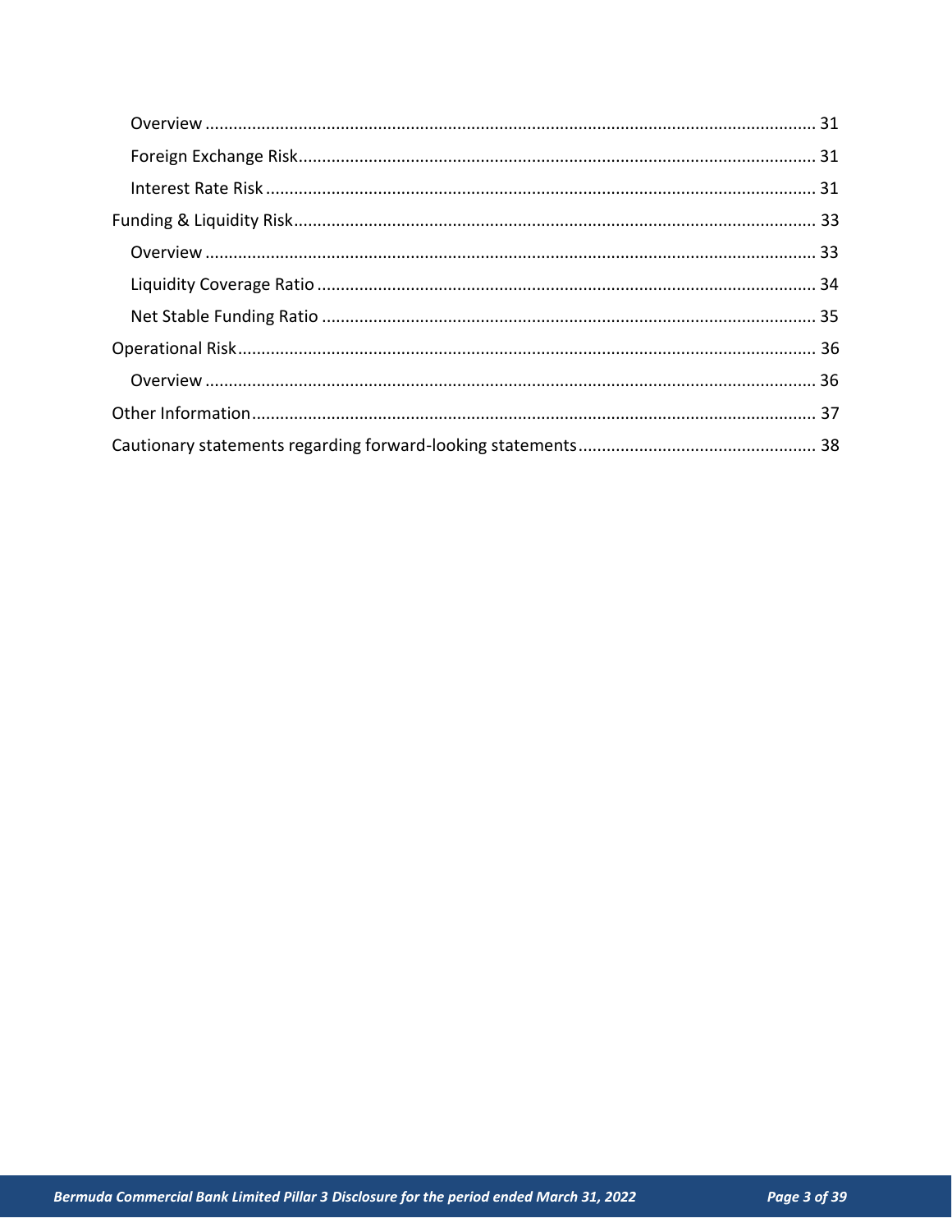- Overview ... 31
- Foreign Exchange Risk ... 31
- Interest Rate Risk ... 31

Funding & Liquidity Risk ... 33

- Overview ... 33
- Liquidity Coverage Ratio ... 34
- Net Stable Funding Ratio ... 35

Operational Risk ... 36

- Overview ... 36

Other Information ... 37

Cautionary statements regarding forward-looking statements ... 38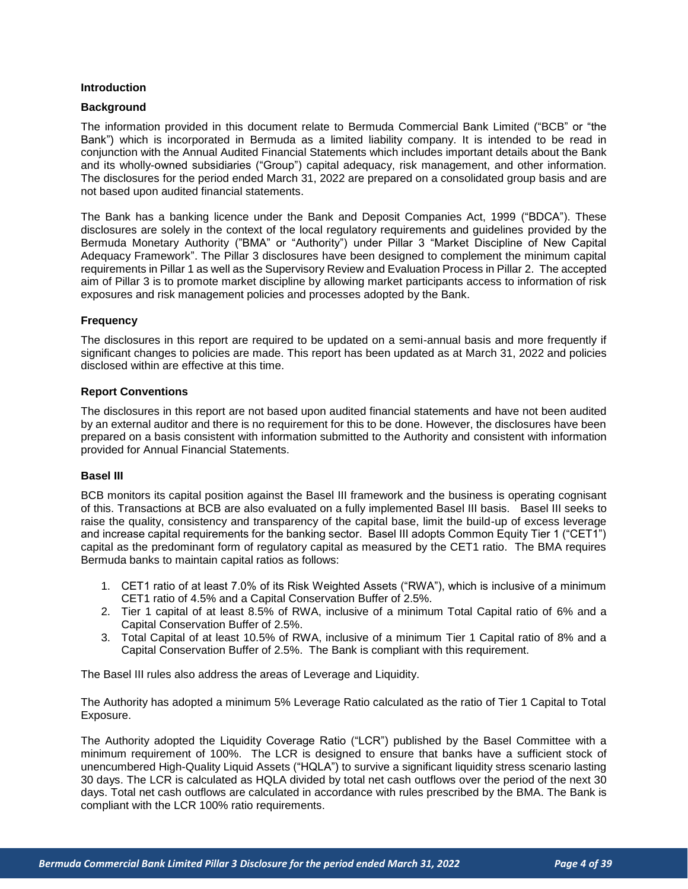## Introduction

### Background

The information provided in this document relate to Bermuda Commercial Bank Limited ("BCB" or "the Bank") which is incorporated in Bermuda as a limited liability company. It is intended to be read in conjunction with the Annual Audited Financial Statements which includes important details about the Bank and its wholly-owned subsidiaries ("Group") capital adequacy, risk management, and other information. The disclosures for the period ended March 31, 2022 are prepared on a consolidated group basis and are not based upon audited financial statements.

The Bank has a banking licence under the Bank and Deposit Companies Act, 1999 ("BDCA"). These disclosures are solely in the context of the local regulatory requirements and guidelines provided by the Bermuda Monetary Authority ("BMA" or "Authority") under Pillar 3 "Market Discipline of New Capital Adequacy Framework". The Pillar 3 disclosures have been designed to complement the minimum capital requirements in Pillar 1 as well as the Supervisory Review and Evaluation Process in Pillar 2. The accepted aim of Pillar 3 is to promote market discipline by allowing market participants access to information of risk exposures and risk management policies and processes adopted by the Bank.

### Frequency

The disclosures in this report are required to be updated on a semi-annual basis and more frequently if significant changes to policies are made. This report has been updated as at March 31, 2022 and policies disclosed within are effective at this time.

### Report Conventions

The disclosures in this report are not based upon audited financial statements and have not been audited by an external auditor and there is no requirement for this to be done. However, the disclosures have been prepared on a basis consistent with information submitted to the Authority and consistent with information provided for Annual Financial Statements.

### Basel III

BCB monitors its capital position against the Basel III framework and the business is operating cognisant of this. Transactions at BCB are also evaluated on a fully implemented Basel III basis. Basel III seeks to raise the quality, consistency and transparency of the capital base, limit the build-up of excess leverage and increase capital requirements for the banking sector. Basel III adopts Common Equity Tier 1 ("CET1") capital as the predominant form of regulatory capital as measured by the CET1 ratio. The BMA requires Bermuda banks to maintain capital ratios as follows:

1. CET1 ratio of at least 7.0% of its Risk Weighted Assets ("RWA"), which is inclusive of a minimum CET1 ratio of 4.5% and a Capital Conservation Buffer of 2.5%.
2. Tier 1 capital of at least 8.5% of RWA, inclusive of a minimum Total Capital ratio of 6% and a Capital Conservation Buffer of 2.5%.
3. Total Capital of at least 10.5% of RWA, inclusive of a minimum Tier 1 Capital ratio of 8% and a Capital Conservation Buffer of 2.5%. The Bank is compliant with this requirement.

The Basel III rules also address the areas of Leverage and Liquidity.

The Authority has adopted a minimum 5% Leverage Ratio calculated as the ratio of Tier 1 Capital to Total Exposure.

The Authority adopted the Liquidity Coverage Ratio ("LCR") published by the Basel Committee with a minimum requirement of 100%. The LCR is designed to ensure that banks have a sufficient stock of unencumbered High-Quality Liquid Assets ("HQLA") to survive a significant liquidity stress scenario lasting 30 days. The LCR is calculated as HQLA divided by total net cash outflows over the period of the next 30 days. Total net cash outflows are calculated in accordance with rules prescribed by the BMA. The Bank is compliant with the LCR 100% ratio requirements.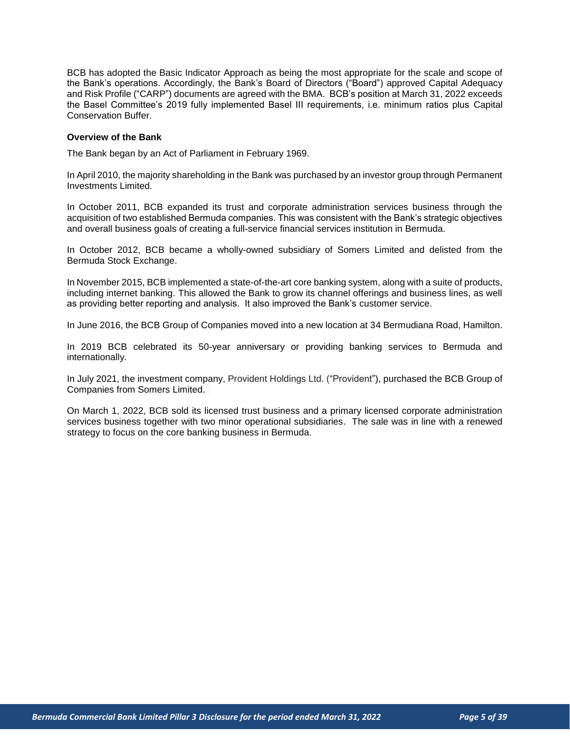BCB has adopted the Basic Indicator Approach as being the most appropriate for the scale and scope of the Bank's operations. Accordingly, the Bank's Board of Directors ("Board") approved Capital Adequacy and Risk Profile ("CARP") documents are agreed with the BMA. BCB's position at March 31, 2022 exceeds the Basel Committee's 2019 fully implemented Basel III requirements, i.e. minimum ratios plus Capital Conservation Buffer.

**Overview of the Bank**

The Bank began by an Act of Parliament in February 1969.

In April 2010, the majority shareholding in the Bank was purchased by an investor group through Permanent Investments Limited.

In October 2011, BCB expanded its trust and corporate administration services business through the acquisition of two established Bermuda companies. This was consistent with the Bank's strategic objectives and overall business goals of creating a full-service financial services institution in Bermuda.

In October 2012, BCB became a wholly-owned subsidiary of Somers Limited and delisted from the Bermuda Stock Exchange.

In November 2015, BCB implemented a state-of-the-art core banking system, along with a suite of products, including internet banking. This allowed the Bank to grow its channel offerings and business lines, as well as providing better reporting and analysis. It also improved the Bank's customer service.

In June 2016, the BCB Group of Companies moved into a new location at 34 Bermudiana Road, Hamilton.

In 2019 BCB celebrated its 50-year anniversary or providing banking services to Bermuda and internationally.

In July 2021, the investment company, Provident Holdings Ltd. ("Provident"), purchased the BCB Group of Companies from Somers Limited.

On March 1, 2022, BCB sold its licensed trust business and a primary licensed corporate administration services business together with two minor operational subsidiaries. The sale was in line with a renewed strategy to focus on the core banking business in Bermuda.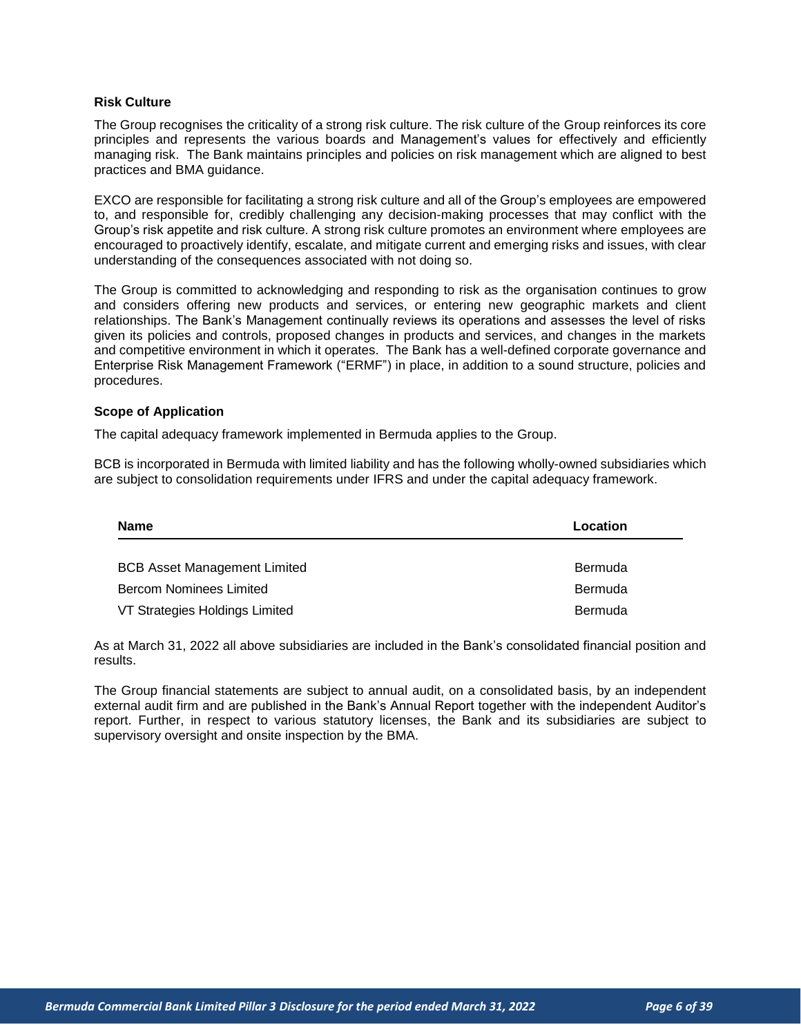### Risk Culture

The Group recognises the criticality of a strong risk culture. The risk culture of the Group reinforces its core principles and represents the various boards and Management's values for effectively and efficiently managing risk. The Bank maintains principles and policies on risk management which are aligned to best practices and BMA guidance.

EXCO are responsible for facilitating a strong risk culture and all of the Group's employees are empowered to, and responsible for, credibly challenging any decision-making processes that may conflict with the Group's risk appetite and risk culture. A strong risk culture promotes an environment where employees are encouraged to proactively identify, escalate, and mitigate current and emerging risks and issues, with clear understanding of the consequences associated with not doing so.

The Group is committed to acknowledging and responding to risk as the organisation continues to grow and considers offering new products and services, or entering new geographic markets and client relationships. The Bank's Management continually reviews its operations and assesses the level of risks given its policies and controls, proposed changes in products and services, and changes in the markets and competitive environment in which it operates. The Bank has a well-defined corporate governance and Enterprise Risk Management Framework ("ERMF") in place, in addition to a sound structure, policies and procedures.

### Scope of Application

The capital adequacy framework implemented in Bermuda applies to the Group.

BCB is incorporated in Bermuda with limited liability and has the following wholly-owned subsidiaries which are subject to consolidation requirements under IFRS and under the capital adequacy framework.

| Name | Location |
|---|---|
| BCB Asset Management Limited | Bermuda |
| Bercom Nominees Limited | Bermuda |
| VT Strategies Holdings Limited | Bermuda |

As at March 31, 2022 all above subsidiaries are included in the Bank's consolidated financial position and results.

The Group financial statements are subject to annual audit, on a consolidated basis, by an independent external audit firm and are published in the Bank's Annual Report together with the independent Auditor's report. Further, in respect to various statutory licenses, the Bank and its subsidiaries are subject to supervisory oversight and onsite inspection by the BMA.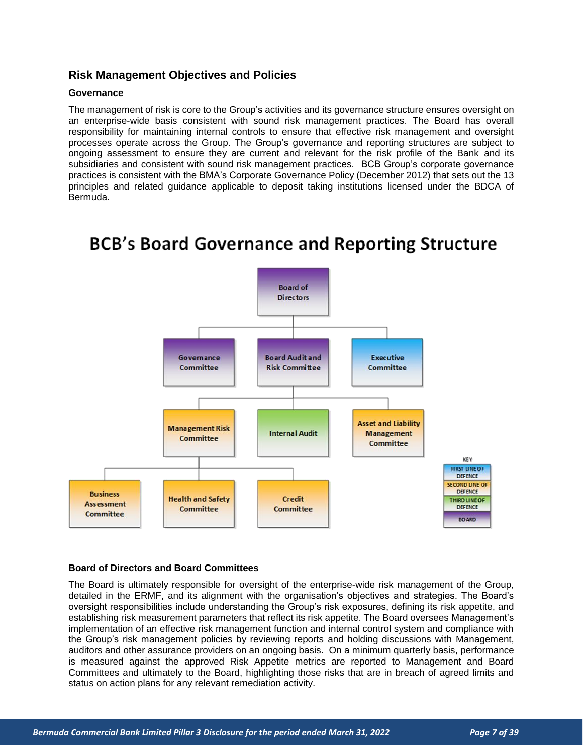## Risk Management Objectives and Policies

### Governance

The management of risk is core to the Group's activities and its governance structure ensures oversight on an enterprise-wide basis consistent with sound risk management practices. The Board has overall responsibility for maintaining internal controls to ensure that effective risk management and oversight processes operate across the Group. The Group's governance and reporting structures are subject to ongoing assessment to ensure they are current and relevant for the risk profile of the Bank and its subsidiaries and consistent with sound risk management practices. BCB Group's corporate governance practices is consistent with the BMA's Corporate Governance Policy (December 2012) that sets out the 13 principles and related guidance applicable to deposit taking institutions licensed under the BDCA of Bermuda.

**BCB's Board Governance and Reporting Structure**

- Board of Directors
  - Governance Committee
  - Board Audit and Risk Committee
    - Management Risk Committee
      - Business Assessment Committee
      - Health and Safety Committee
      - Credit Committee
    - Internal Audit
    - Asset and Liability Management Committee
  - Executive Committee

KEY: FIRST LINE OF DEFENCE; SECOND LINE OF DEFENCE; THIRD LINE OF DEFENCE; BOARD

### Board of Directors and Board Committees

The Board is ultimately responsible for oversight of the enterprise-wide risk management of the Group, detailed in the ERMF, and its alignment with the organisation's objectives and strategies. The Board's oversight responsibilities include understanding the Group's risk exposures, defining its risk appetite, and establishing risk measurement parameters that reflect its risk appetite. The Board oversees Management's implementation of an effective risk management function and internal control system and compliance with the Group's risk management policies by reviewing reports and holding discussions with Management, auditors and other assurance providers on an ongoing basis. On a minimum quarterly basis, performance is measured against the approved Risk Appetite metrics are reported to Management and Board Committees and ultimately to the Board, highlighting those risks that are in breach of agreed limits and status on action plans for any relevant remediation activity.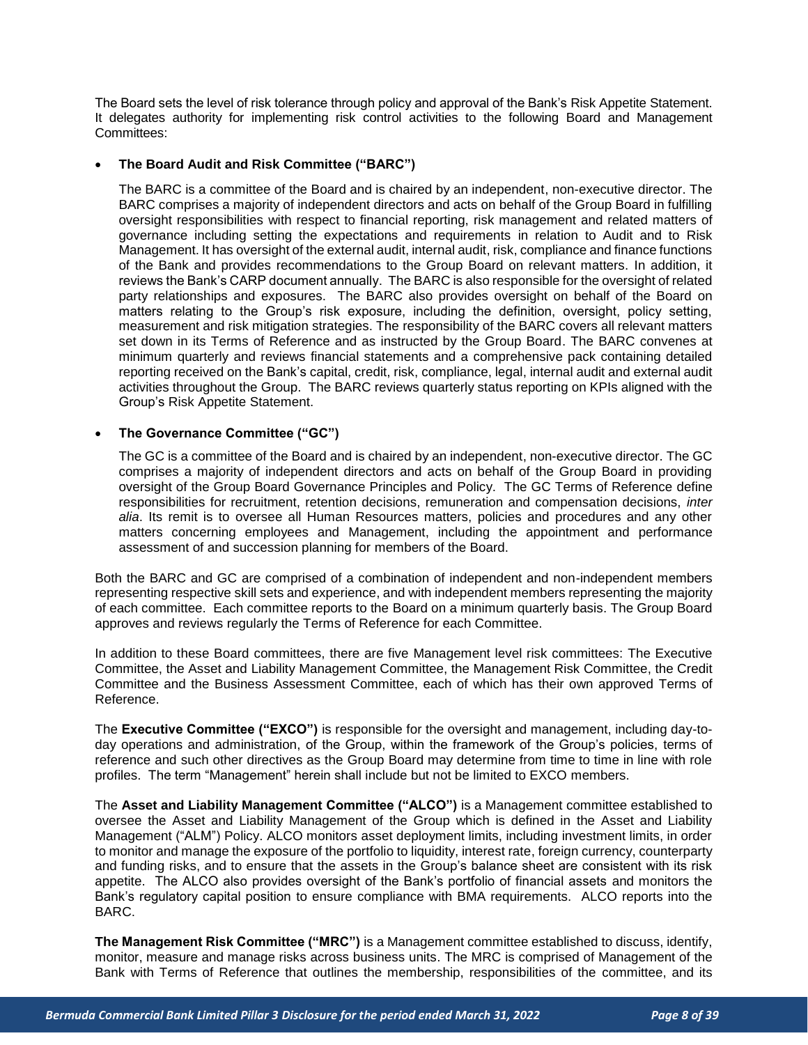The Board sets the level of risk tolerance through policy and approval of the Bank's Risk Appetite Statement. It delegates authority for implementing risk control activities to the following Board and Management Committees:

- **The Board Audit and Risk Committee ("BARC")**

  The BARC is a committee of the Board and is chaired by an independent, non-executive director. The BARC comprises a majority of independent directors and acts on behalf of the Group Board in fulfilling oversight responsibilities with respect to financial reporting, risk management and related matters of governance including setting the expectations and requirements in relation to Audit and to Risk Management. It has oversight of the external audit, internal audit, risk, compliance and finance functions of the Bank and provides recommendations to the Group Board on relevant matters. In addition, it reviews the Bank's CARP document annually. The BARC is also responsible for the oversight of related party relationships and exposures. The BARC also provides oversight on behalf of the Board on matters relating to the Group's risk exposure, including the definition, oversight, policy setting, measurement and risk mitigation strategies. The responsibility of the BARC covers all relevant matters set down in its Terms of Reference and as instructed by the Group Board. The BARC convenes at minimum quarterly and reviews financial statements and a comprehensive pack containing detailed reporting received on the Bank's capital, credit, risk, compliance, legal, internal audit and external audit activities throughout the Group. The BARC reviews quarterly status reporting on KPIs aligned with the Group's Risk Appetite Statement.

- **The Governance Committee ("GC")**

  The GC is a committee of the Board and is chaired by an independent, non-executive director. The GC comprises a majority of independent directors and acts on behalf of the Group Board in providing oversight of the Group Board Governance Principles and Policy. The GC Terms of Reference define responsibilities for recruitment, retention decisions, remuneration and compensation decisions, *inter alia*. Its remit is to oversee all Human Resources matters, policies and procedures and any other matters concerning employees and Management, including the appointment and performance assessment of and succession planning for members of the Board.

Both the BARC and GC are comprised of a combination of independent and non-independent members representing respective skill sets and experience, and with independent members representing the majority of each committee. Each committee reports to the Board on a minimum quarterly basis. The Group Board approves and reviews regularly the Terms of Reference for each Committee.

In addition to these Board committees, there are five Management level risk committees: The Executive Committee, the Asset and Liability Management Committee, the Management Risk Committee, the Credit Committee and the Business Assessment Committee, each of which has their own approved Terms of Reference.

The **Executive Committee ("EXCO")** is responsible for the oversight and management, including day-to-day operations and administration, of the Group, within the framework of the Group's policies, terms of reference and such other directives as the Group Board may determine from time to time in line with role profiles. The term "Management" herein shall include but not be limited to EXCO members.

The **Asset and Liability Management Committee ("ALCO")** is a Management committee established to oversee the Asset and Liability Management of the Group which is defined in the Asset and Liability Management ("ALM") Policy. ALCO monitors asset deployment limits, including investment limits, in order to monitor and manage the exposure of the portfolio to liquidity, interest rate, foreign currency, counterparty and funding risks, and to ensure that the assets in the Group's balance sheet are consistent with its risk appetite. The ALCO also provides oversight of the Bank's portfolio of financial assets and monitors the Bank's regulatory capital position to ensure compliance with BMA requirements. ALCO reports into the BARC.

**The Management Risk Committee ("MRC")** is a Management committee established to discuss, identify, monitor, measure and manage risks across business units. The MRC is comprised of Management of the Bank with Terms of Reference that outlines the membership, responsibilities of the committee, and its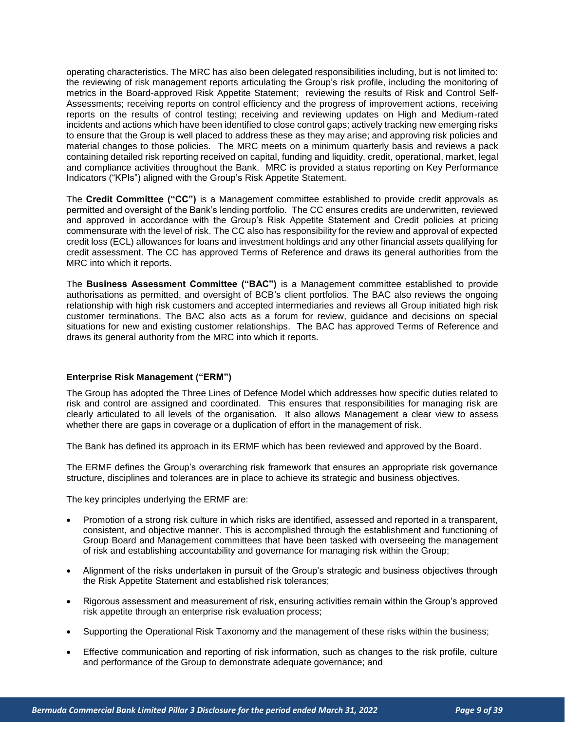operating characteristics. The MRC has also been delegated responsibilities including, but is not limited to: the reviewing of risk management reports articulating the Group's risk profile, including the monitoring of metrics in the Board-approved Risk Appetite Statement; reviewing the results of Risk and Control Self-Assessments; receiving reports on control efficiency and the progress of improvement actions, receiving reports on the results of control testing; receiving and reviewing updates on High and Medium-rated incidents and actions which have been identified to close control gaps; actively tracking new emerging risks to ensure that the Group is well placed to address these as they may arise; and approving risk policies and material changes to those policies. The MRC meets on a minimum quarterly basis and reviews a pack containing detailed risk reporting received on capital, funding and liquidity, credit, operational, market, legal and compliance activities throughout the Bank. MRC is provided a status reporting on Key Performance Indicators ("KPIs") aligned with the Group's Risk Appetite Statement.

The **Credit Committee ("CC")** is a Management committee established to provide credit approvals as permitted and oversight of the Bank's lending portfolio. The CC ensures credits are underwritten, reviewed and approved in accordance with the Group's Risk Appetite Statement and Credit policies at pricing commensurate with the level of risk. The CC also has responsibility for the review and approval of expected credit loss (ECL) allowances for loans and investment holdings and any other financial assets qualifying for credit assessment. The CC has approved Terms of Reference and draws its general authorities from the MRC into which it reports.

The **Business Assessment Committee ("BAC")** is a Management committee established to provide authorisations as permitted, and oversight of BCB's client portfolios. The BAC also reviews the ongoing relationship with high risk customers and accepted intermediaries and reviews all Group initiated high risk customer terminations. The BAC also acts as a forum for review, guidance and decisions on special situations for new and existing customer relationships. The BAC has approved Terms of Reference and draws its general authority from the MRC into which reports.

**Enterprise Risk Management ("ERM")**

The Group has adopted the Three Lines of Defence Model which addresses how specific duties related to risk and control are assigned and coordinated. This ensures that responsibilities for managing risk are clearly articulated to all levels of the organisation. It also allows Management a clear view to assess whether there are gaps in coverage or a duplication of effort in the management of risk.

The Bank has defined its approach in its ERMF which has been reviewed and approved by the Board.

The ERMF defines the Group's overarching risk framework that ensures an appropriate risk governance structure, disciplines and tolerances are in place to achieve its strategic and business objectives.

The key principles underlying the ERMF are:

- Promotion of a strong risk culture in which risks are identified, assessed and reported in a transparent, consistent, and objective manner. This is accomplished through the establishment and functioning of Group Board and Management committees that have been tasked with overseeing the management of risk and establishing accountability and governance for managing risk within the Group;
- Alignment of the risks undertaken in pursuit of the Group's strategic and business objectives through the Risk Appetite Statement and established risk tolerances;
- Rigorous assessment and measurement of risk, ensuring activities remain within the Group's approved risk appetite through an enterprise risk evaluation process;
- Supporting the Operational Risk Taxonomy and the management of these risks within the business;
- Effective communication and reporting of risk information, such as changes to the risk profile, culture and performance of the Group to demonstrate adequate governance; and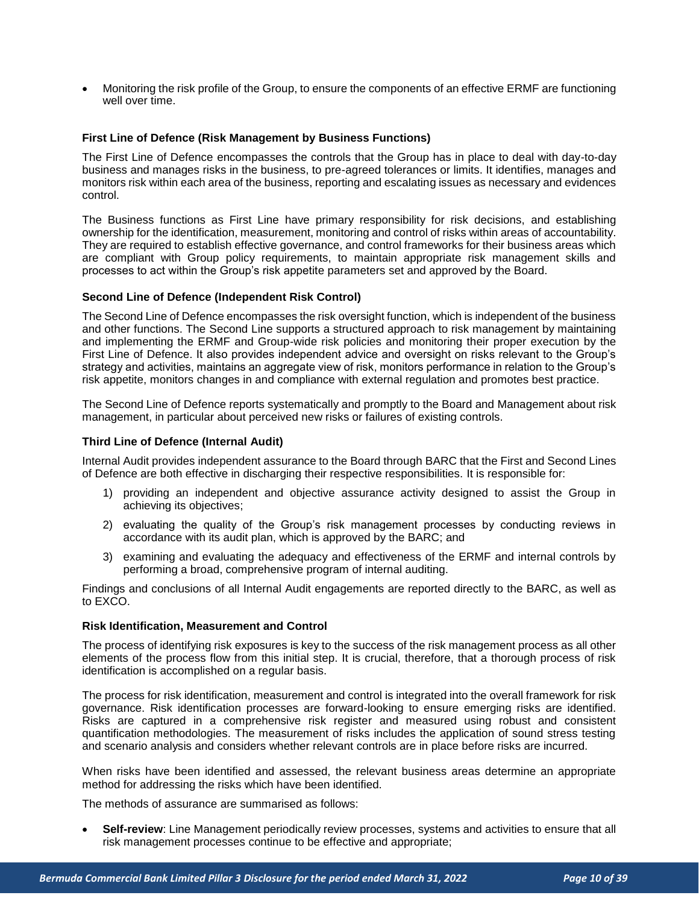- Monitoring the risk profile of the Group, to ensure the components of an effective ERMF are functioning well over time.

**First Line of Defence (Risk Management by Business Functions)**

The First Line of Defence encompasses the controls that the Group has in place to deal with day-to-day business and manages risks in the business, to pre-agreed tolerances or limits. It identifies, manages and monitors risk within each area of the business, reporting and escalating issues as necessary and evidences control.

The Business functions as First Line have primary responsibility for risk decisions, and establishing ownership for the identification, measurement, monitoring and control of risks within areas of accountability. They are required to establish effective governance, and control frameworks for their business areas which are compliant with Group policy requirements, to maintain appropriate risk management skills and processes to act within the Group's risk appetite parameters set and approved by the Board.

**Second Line of Defence (Independent Risk Control)**

The Second Line of Defence encompasses the risk oversight function, which is independent of the business and other functions. The Second Line supports a structured approach to risk management by maintaining and implementing the ERMF and Group-wide risk policies and monitoring their proper execution by the First Line of Defence. It also provides independent advice and oversight on risks relevant to the Group's strategy and activities, maintains an aggregate view of risk, monitors performance in relation to the Group's risk appetite, monitors changes in and compliance with external regulation and promotes best practice.

The Second Line of Defence reports systematically and promptly to the Board and Management about risk management, in particular about perceived new risks or failures of existing controls.

**Third Line of Defence (Internal Audit)**

Internal Audit provides independent assurance to the Board through BARC that the First and Second Lines of Defence are both effective in discharging their respective responsibilities. It is responsible for:

1) providing an independent and objective assurance activity designed to assist the Group in achieving its objectives;
2) evaluating the quality of the Group's risk management processes by conducting reviews in accordance with its audit plan, which is approved by the BARC; and
3) examining and evaluating the adequacy and effectiveness of the ERMF and internal controls by performing a broad, comprehensive program of internal auditing.

Findings and conclusions of all Internal Audit engagements are reported directly to the BARC, as well as to EXCO.

**Risk Identification, Measurement and Control**

The process of identifying risk exposures is key to the success of the risk management process as all other elements of the process flow from this initial step. It is crucial, therefore, that a thorough process of risk identification is accomplished on a regular basis.

The process for risk identification, measurement and control is integrated into the overall framework for risk governance. Risk identification processes are forward-looking to ensure emerging risks are identified. Risks are captured in a comprehensive risk register and measured using robust and consistent quantification methodologies. The measurement of risks includes the application of sound stress testing and scenario analysis and considers whether relevant controls are in place before risks are incurred.

When risks have been identified and assessed, the relevant business areas determine an appropriate method for addressing the risks which have been identified.

The methods of assurance are summarised as follows:

- **Self-review**: Line Management periodically review processes, systems and activities to ensure that all risk management processes continue to be effective and appropriate;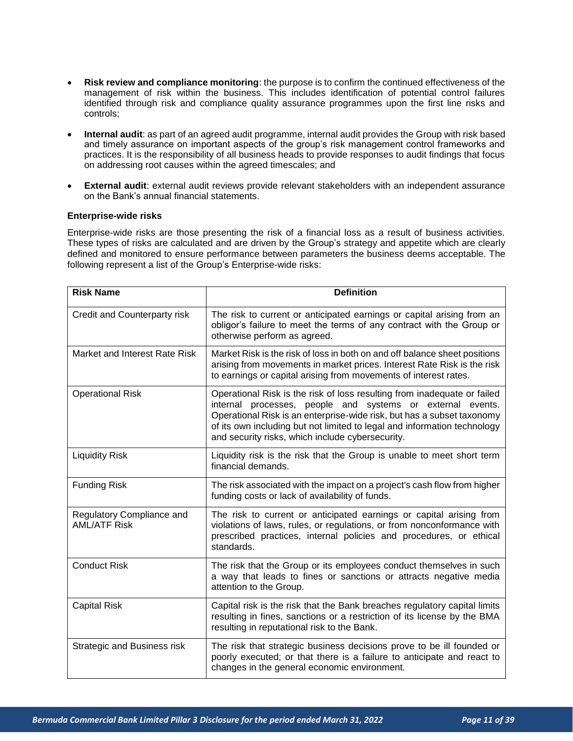- **Risk review and compliance monitoring**: the purpose is to confirm the continued effectiveness of the management of risk within the business. This includes identification of potential control failures identified through risk and compliance quality assurance programmes upon the first line risks and controls;

- **Internal audit**: as part of an agreed audit programme, internal audit provides the Group with risk based and timely assurance on important aspects of the group's risk management control frameworks and practices. It is the responsibility of all business heads to provide responses to audit findings that focus on addressing root causes within the agreed timescales; and

- **External audit**: external audit reviews provide relevant stakeholders with an independent assurance on the Bank's annual financial statements.

**Enterprise-wide risks**

Enterprise-wide risks are those presenting the risk of a financial loss as a result of business activities. These types of risks are calculated and are driven by the Group's strategy and appetite which are clearly defined and monitored to ensure performance between parameters the business deems acceptable. The following represent a list of the Group's Enterprise-wide risks:

| Risk Name | Definition |
|---|---|
| Credit and Counterparty risk | The risk to current or anticipated earnings or capital arising from an obligor's failure to meet the terms of any contract with the Group or otherwise perform as agreed. |
| Market and Interest Rate Risk | Market Risk is the risk of loss in both on and off balance sheet positions arising from movements in market prices. Interest Rate Risk is the risk to earnings or capital arising from movements of interest rates. |
| Operational Risk | Operational Risk is the risk of loss resulting from inadequate or failed internal processes, people and systems or external events. Operational Risk is an enterprise-wide risk, but has a subset taxonomy of its own including but not limited to legal and information technology and security risks, which include cybersecurity. |
| Liquidity Risk | Liquidity risk is the risk that the Group is unable to meet short term financial demands. |
| Funding Risk | The risk associated with the impact on a project's cash flow from higher funding costs or lack of availability of funds. |
| Regulatory Compliance and AML/ATF Risk | The risk to current or anticipated earnings or capital arising from violations of laws, rules, or regulations, or from nonconformance with prescribed practices, internal policies and procedures, or ethical standards. |
| Conduct Risk | The risk that the Group or its employees conduct themselves in such a way that leads to fines or sanctions or attracts negative media attention to the Group. |
| Capital Risk | Capital risk is the risk that the Bank breaches regulatory capital limits resulting in fines, sanctions or a restriction of its license by the BMA resulting in reputational risk to the Bank. |
| Strategic and Business risk | The risk that strategic business decisions prove to be ill founded or poorly executed; or that there is a failure to anticipate and react to changes in the general economic environment. |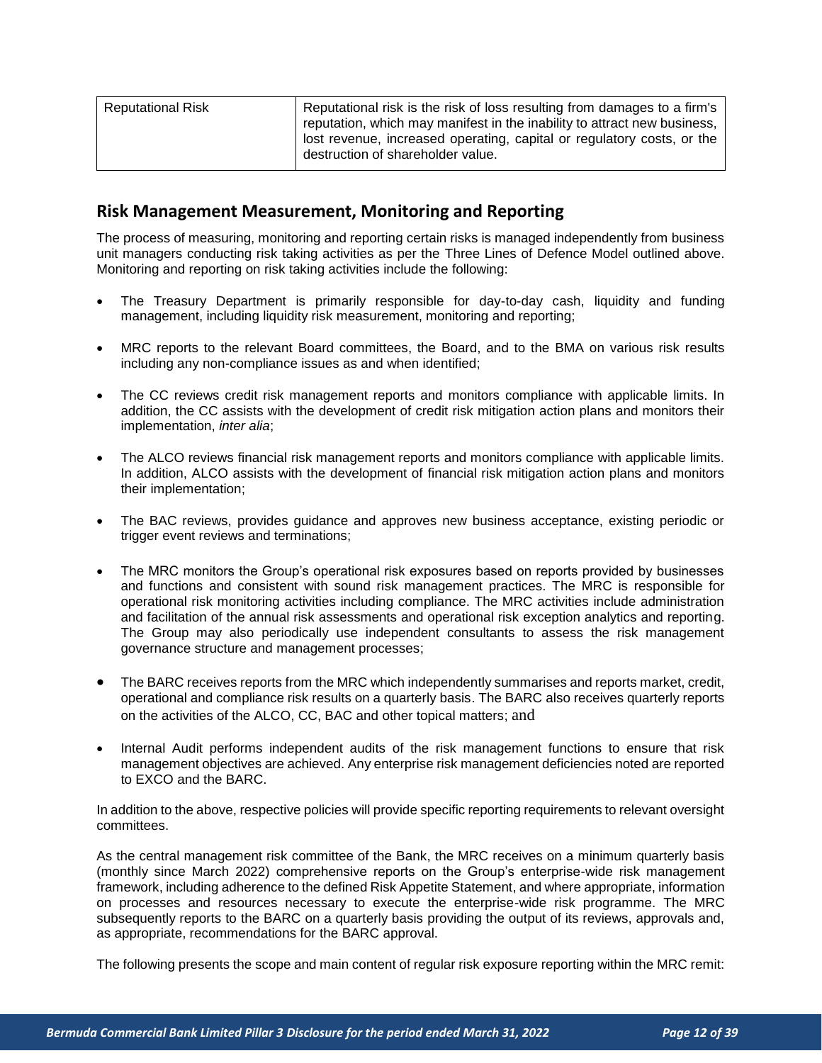| Reputational Risk | Reputational risk is the risk of loss resulting from damages to a firm's reputation, which may manifest in the inability to attract new business, lost revenue, increased operating, capital or regulatory costs, or the destruction of shareholder value. |
|---|---|

## Risk Management Measurement, Monitoring and Reporting

The process of measuring, monitoring and reporting certain risks is managed independently from business unit managers conducting risk taking activities as per the Three Lines of Defence Model outlined above. Monitoring and reporting on risk taking activities include the following:

- The Treasury Department is primarily responsible for day-to-day cash, liquidity and funding management, including liquidity risk measurement, monitoring and reporting;
- MRC reports to the relevant Board committees, the Board, and to the BMA on various risk results including any non-compliance issues as and when identified;
- The CC reviews credit risk management reports and monitors compliance with applicable limits. In addition, the CC assists with the development of credit risk mitigation action plans and monitors their implementation, *inter alia*;
- The ALCO reviews financial risk management reports and monitors compliance with applicable limits. In addition, ALCO assists with the development of financial risk mitigation action plans and monitors their implementation;
- The BAC reviews, provides guidance and approves new business acceptance, existing periodic or trigger event reviews and terminations;
- The MRC monitors the Group's operational risk exposures based on reports provided by businesses and functions and consistent with sound risk management practices. The MRC is responsible for operational risk monitoring activities including compliance. The MRC activities include administration and facilitation of the annual risk assessments and operational risk exception analytics and reporting. The Group may also periodically use independent consultants to assess the risk management governance structure and management processes;
- The BARC receives reports from the MRC which independently summarises and reports market, credit, operational and compliance risk results on a quarterly basis. The BARC also receives quarterly reports on the activities of the ALCO, CC, BAC and other topical matters; and
- Internal Audit performs independent audits of the risk management functions to ensure that risk management objectives are achieved. Any enterprise risk management deficiencies noted are reported to EXCO and the BARC.

In addition to the above, respective policies will provide specific reporting requirements to relevant oversight committees.

As the central management risk committee of the Bank, the MRC receives on a minimum quarterly basis (monthly since March 2022) comprehensive reports on the Group's enterprise-wide risk management framework, including adherence to the defined Risk Appetite Statement, and where appropriate, information on processes and resources necessary to execute the enterprise-wide risk programme. The MRC subsequently reports to the BARC on a quarterly basis providing the output of its reviews, approvals and, as appropriate, recommendations for the BARC approval.

The following presents the scope and main content of regular risk exposure reporting within the MRC remit: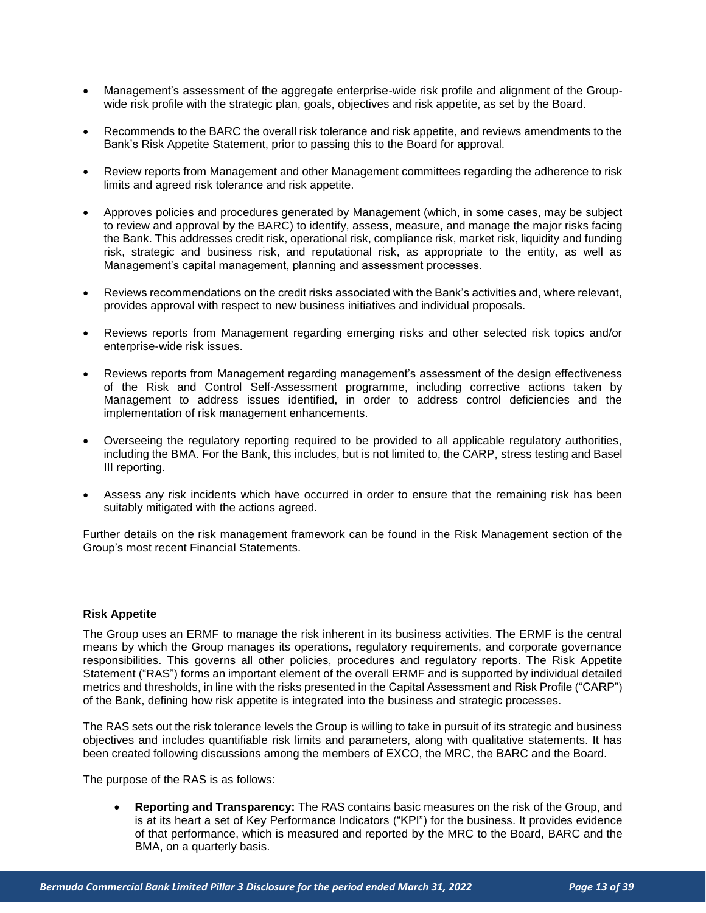- Management's assessment of the aggregate enterprise-wide risk profile and alignment of the Group-wide risk profile with the strategic plan, goals, objectives and risk appetite, as set by the Board.

- Recommends to the BARC the overall risk tolerance and risk appetite, and reviews amendments to the Bank's Risk Appetite Statement, prior to passing this to the Board for approval.

- Review reports from Management and other Management committees regarding the adherence to risk limits and agreed risk tolerance and risk appetite.

- Approves policies and procedures generated by Management (which, in some cases, may be subject to review and approval by the BARC) to identify, assess, measure, and manage the major risks facing the Bank. This addresses credit risk, operational risk, compliance risk, market risk, liquidity and funding risk, strategic and business risk, and reputational risk, as appropriate to the entity, as well as Management's capital management, planning and assessment processes.

- Reviews recommendations on the credit risks associated with the Bank's activities and, where relevant, provides approval with respect to new business initiatives and individual proposals.

- Reviews reports from Management regarding emerging risks and other selected risk topics and/or enterprise-wide risk issues.

- Reviews reports from Management regarding management's assessment of the design effectiveness of the Risk and Control Self-Assessment programme, including corrective actions taken by Management to address issues identified, in order to address control deficiencies and the implementation of risk management enhancements.

- Overseeing the regulatory reporting required to be provided to all applicable regulatory authorities, including the BMA. For the Bank, this includes, but is not limited to, the CARP, stress testing and Basel III reporting.

- Assess any risk incidents which have occurred in order to ensure that the remaining risk has been suitably mitigated with the actions agreed.

Further details on the risk management framework can be found in the Risk Management section of the Group's most recent Financial Statements.

**Risk Appetite**

The Group uses an ERMF to manage the risk inherent in its business activities. The ERMF is the central means by which the Group manages its operations, regulatory requirements, and corporate governance responsibilities. This governs all other policies, procedures and regulatory reports. The Risk Appetite Statement ("RAS") forms an important element of the overall ERMF and is supported by individual detailed metrics and thresholds, in line with the risks presented in the Capital Assessment and Risk Profile ("CARP") of the Bank, defining how risk appetite is integrated into the business and strategic processes.

The RAS sets out the risk tolerance levels the Group is willing to take in pursuit of its strategic and business objectives and includes quantifiable risk limits and parameters, along with qualitative statements. It has been created following discussions among the members of EXCO, the MRC, the BARC and the Board.

The purpose of the RAS is as follows:

- **Reporting and Transparency:** The RAS contains basic measures on the risk of the Group, and is at its heart a set of Key Performance Indicators ("KPI") for the business. It provides evidence of that performance, which is measured and reported by the MRC to the Board, BARC and the BMA, on a quarterly basis.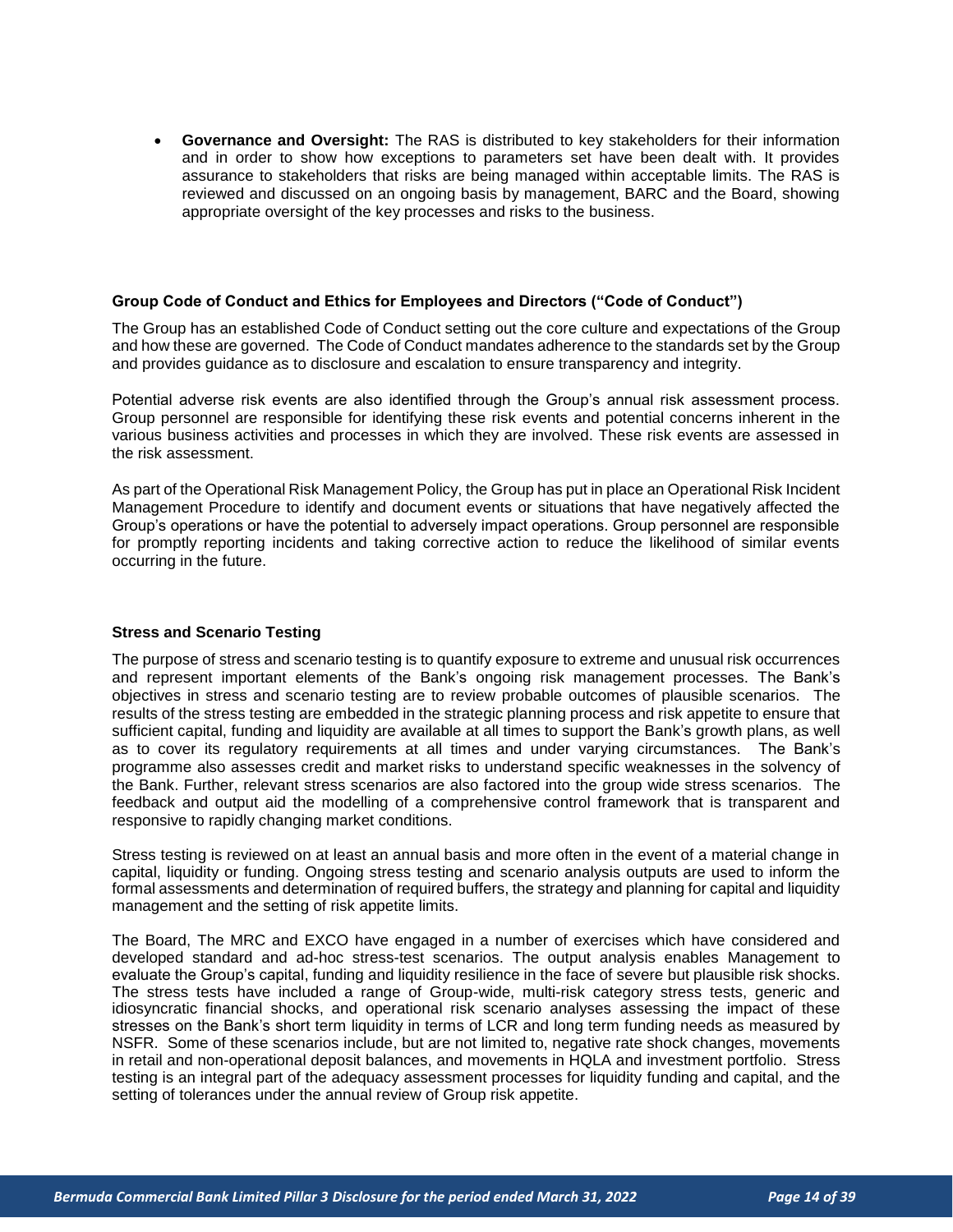- **Governance and Oversight:** The RAS is distributed to key stakeholders for their information and in order to show how exceptions to parameters set have been dealt with. It provides assurance to stakeholders that risks are being managed within acceptable limits. The RAS is reviewed and discussed on an ongoing basis by management, BARC and the Board, showing appropriate oversight of the key processes and risks to the business.

**Group Code of Conduct and Ethics for Employees and Directors ("Code of Conduct")**

The Group has an established Code of Conduct setting out the core culture and expectations of the Group and how these are governed. The Code of Conduct mandates adherence to the standards set by the Group and provides guidance as to disclosure and escalation to ensure transparency and integrity.

Potential adverse risk events are also identified through the Group's annual risk assessment process. Group personnel are responsible for identifying these risk events and potential concerns inherent in the various business activities and processes in which they are involved. These risk events are assessed in the risk assessment.

As part of the Operational Risk Management Policy, the Group has put in place an Operational Risk Incident Management Procedure to identify and document events or situations that have negatively affected the Group's operations or have the potential to adversely impact operations. Group personnel are responsible for promptly reporting incidents and taking corrective action to reduce the likelihood of similar events occurring in the future.

**Stress and Scenario Testing**

The purpose of stress and scenario testing is to quantify exposure to extreme and unusual risk occurrences and represent important elements of the Bank's ongoing risk management processes. The Bank's objectives in stress and scenario testing are to review probable outcomes of plausible scenarios. The results of the stress testing are embedded in the strategic planning process and risk appetite to ensure that sufficient capital, funding and liquidity are available at all times to support the Bank's growth plans, as well as to cover its regulatory requirements at all times and under varying circumstances. The Bank's programme also assesses credit and market risks to understand specific weaknesses in the solvency of the Bank. Further, relevant stress scenarios are also factored into the group wide stress scenarios. The feedback and output aid the modelling of a comprehensive control framework that is transparent and responsive to rapidly changing market conditions.

Stress testing is reviewed on at least an annual basis and more often in the event of a material change in capital, liquidity or funding. Ongoing stress testing and scenario analysis outputs are used to inform the formal assessments and determination of required buffers, the strategy and planning for capital and liquidity management and the setting of risk appetite limits.

The Board, The MRC and EXCO have engaged in a number of exercises which have considered and developed standard and ad-hoc stress-test scenarios. The output analysis enables Management to evaluate the Group's capital, funding and liquidity resilience in the face of severe but plausible risk shocks. The stress tests have included a range of Group-wide, multi-risk category stress tests, generic and idiosyncratic financial shocks, and operational risk scenario analyses assessing the impact of these stresses on the Bank's short term liquidity in terms of LCR and long term funding needs as measured by NSFR. Some of these scenarios include, but are not limited to, negative rate shock changes, movements in retail and non-operational deposit balances, and movements in HQLA and investment portfolio. Stress testing is an integral part of the adequacy assessment processes for liquidity funding and capital, and the setting of tolerances under the annual review of Group risk appetite.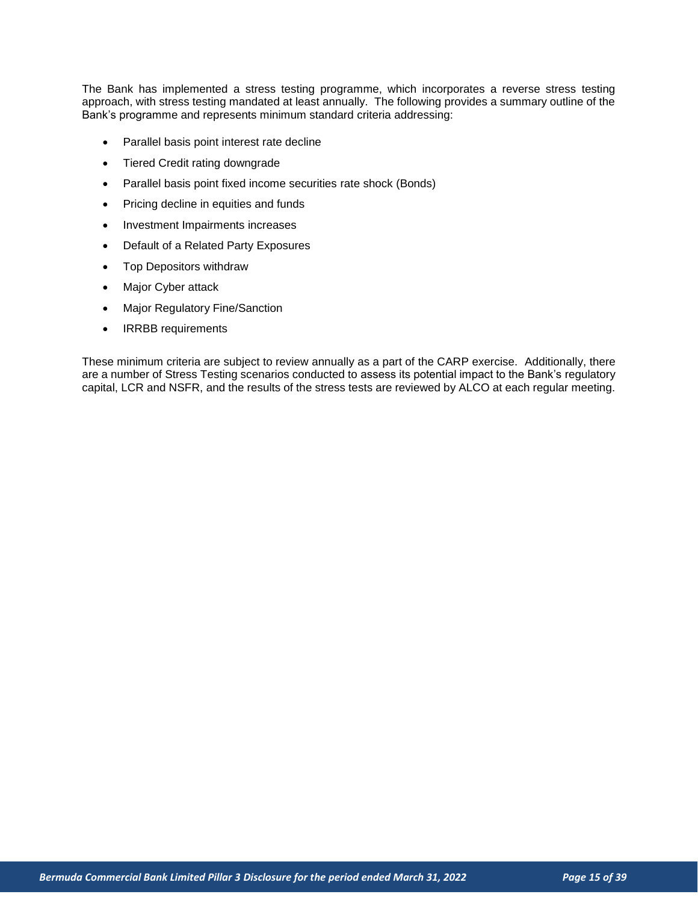The Bank has implemented a stress testing programme, which incorporates a reverse stress testing approach, with stress testing mandated at least annually. The following provides a summary outline of the Bank's programme and represents minimum standard criteria addressing:

- Parallel basis point interest rate decline
- Tiered Credit rating downgrade
- Parallel basis point fixed income securities rate shock (Bonds)
- Pricing decline in equities and funds
- Investment Impairments increases
- Default of a Related Party Exposures
- Top Depositors withdraw
- Major Cyber attack
- Major Regulatory Fine/Sanction
- IRRBB requirements

These minimum criteria are subject to review annually as a part of the CARP exercise. Additionally, there are a number of Stress Testing scenarios conducted to assess its potential impact to the Bank's regulatory capital, LCR and NSFR, and the results of the stress tests are reviewed by ALCO at each regular meeting.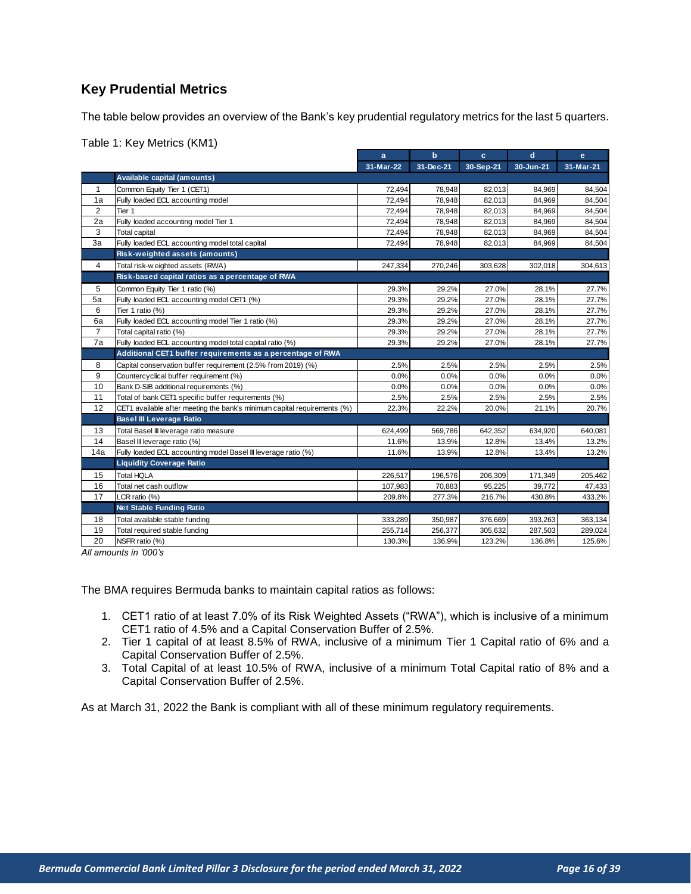## Key Prudential Metrics

The table below provides an overview of the Bank's key prudential regulatory metrics for the last 5 quarters.

Table 1: Key Metrics (KM1)

| | | a | b | c | d | e |
|---|---|---|---|---|---|---|
| | | 31-Mar-22 | 31-Dec-21 | 30-Sep-21 | 30-Jun-21 | 31-Mar-21 |
| | **Available capital (amounts)** | | | | | |
| 1 | Common Equity Tier 1 (CET1) | 72,494 | 78,948 | 82,013 | 84,969 | 84,504 |
| 1a | Fully loaded ECL accounting model | 72,494 | 78,948 | 82,013 | 84,969 | 84,504 |
| 2 | Tier 1 | 72,494 | 78,948 | 82,013 | 84,969 | 84,504 |
| 2a | Fully loaded accounting model Tier 1 | 72,494 | 78,948 | 82,013 | 84,969 | 84,504 |
| 3 | Total capital | 72,494 | 78,948 | 82,013 | 84,969 | 84,504 |
| 3a | Fully loaded ECL accounting model total capital | 72,494 | 78,948 | 82,013 | 84,969 | 84,504 |
| | **Risk-weighted assets (amounts)** | | | | | |
| 4 | Total risk-weighted assets (RWA) | 247,334 | 270,246 | 303,628 | 302,018 | 304,613 |
| | **Risk-based capital ratios as a percentage of RWA** | | | | | |
| 5 | Common Equity Tier 1 ratio (%) | 29.3% | 29.2% | 27.0% | 28.1% | 27.7% |
| 5a | Fully loaded ECL accounting model CET1 (%) | 29.3% | 29.2% | 27.0% | 28.1% | 27.7% |
| 6 | Tier 1 ratio (%) | 29.3% | 29.2% | 27.0% | 28.1% | 27.7% |
| 6a | Fully loaded ECL accounting model Tier 1 ratio (%) | 29.3% | 29.2% | 27.0% | 28.1% | 27.7% |
| 7 | Total capital ratio (%) | 29.3% | 29.2% | 27.0% | 28.1% | 27.7% |
| 7a | Fully loaded ECL accounting model total capital ratio (%) | 29.3% | 29.2% | 27.0% | 28.1% | 27.7% |
| | **Additional CET1 buffer requirements as a percentage of RWA** | | | | | |
| 8 | Capital conservation buffer requirement (2.5% from 2019) (%) | 2.5% | 2.5% | 2.5% | 2.5% | 2.5% |
| 9 | Countercyclical buffer requirement (%) | 0.0% | 0.0% | 0.0% | 0.0% | 0.0% |
| 10 | Bank D-SIB additional requirements (%) | 0.0% | 0.0% | 0.0% | 0.0% | 0.0% |
| 11 | Total of bank CET1 specific buffer requirements (%) | 2.5% | 2.5% | 2.5% | 2.5% | 2.5% |
| 12 | CET1 available after meeting the bank's minimum capital requirements (%) | 22.3% | 22.2% | 20.0% | 21.1% | 20.7% |
| | **Basel III Leverage Ratio** | | | | | |
| 13 | Total Basel III leverage ratio measure | 624,499 | 569,786 | 642,352 | 634,920 | 640,081 |
| 14 | Basel III leverage ratio (%) | 11.6% | 13.9% | 12.8% | 13.4% | 13.2% |
| 14a | Fully loaded ECL accounting model Basel III leverage ratio (%) | 11.6% | 13.9% | 12.8% | 13.4% | 13.2% |
| | **Liquidity Coverage Ratio** | | | | | |
| 15 | Total HQLA | 226,517 | 196,576 | 206,309 | 171,349 | 205,462 |
| 16 | Total net cash outflow | 107,983 | 70,883 | 95,225 | 39,772 | 47,433 |
| 17 | LCR ratio (%) | 209.8% | 277.3% | 216.7% | 430.8% | 433.2% |
| | **Net Stable Funding Ratio** | | | | | |
| 18 | Total available stable funding | 333,289 | 350,987 | 376,669 | 393,263 | 363,134 |
| 19 | Total required stable funding | 255,714 | 256,377 | 305,632 | 287,503 | 289,024 |
| 20 | NSFR ratio (%) | 130.3% | 136.9% | 123.2% | 136.8% | 125.6% |

*All amounts in '000's*

The BMA requires Bermuda banks to maintain capital ratios as follows:

1. CET1 ratio of at least 7.0% of its Risk Weighted Assets ("RWA"), which is inclusive of a minimum CET1 ratio of 4.5% and a Capital Conservation Buffer of 2.5%.
2. Tier 1 capital of at least 8.5% of RWA, inclusive of a minimum Tier 1 Capital ratio of 6% and a Capital Conservation Buffer of 2.5%.
3. Total Capital of at least 10.5% of RWA, inclusive of a minimum Total Capital ratio of 8% and a Capital Conservation Buffer of 2.5%.

As at March 31, 2022 the Bank is compliant with all of these minimum regulatory requirements.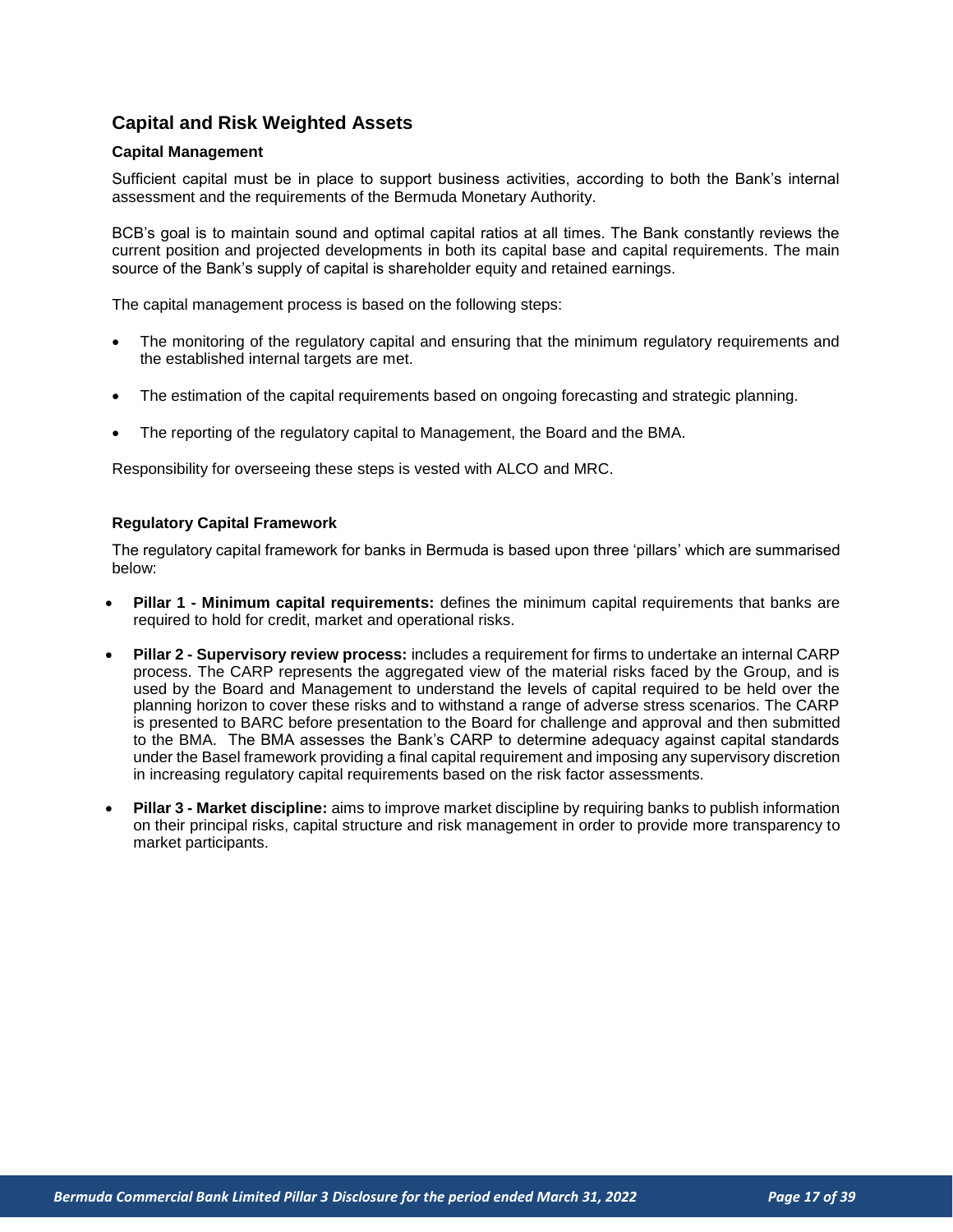## Capital and Risk Weighted Assets

### Capital Management

Sufficient capital must be in place to support business activities, according to both the Bank's internal assessment and the requirements of the Bermuda Monetary Authority.

BCB's goal is to maintain sound and optimal capital ratios at all times. The Bank constantly reviews the current position and projected developments in both its capital base and capital requirements. The main source of the Bank's supply of capital is shareholder equity and retained earnings.

The capital management process is based on the following steps:

- The monitoring of the regulatory capital and ensuring that the minimum regulatory requirements and the established internal targets are met.
- The estimation of the capital requirements based on ongoing forecasting and strategic planning.
- The reporting of the regulatory capital to Management, the Board and the BMA.

Responsibility for overseeing these steps is vested with ALCO and MRC.

### Regulatory Capital Framework

The regulatory capital framework for banks in Bermuda is based upon three 'pillars' which are summarised below:

- **Pillar 1 - Minimum capital requirements:** defines the minimum capital requirements that banks are required to hold for credit, market and operational risks.
- **Pillar 2 - Supervisory review process:** includes a requirement for firms to undertake an internal CARP process. The CARP represents the aggregated view of the material risks faced by the Group, and is used by the Board and Management to understand the levels of capital required to be held over the planning horizon to cover these risks and to withstand a range of adverse stress scenarios. The CARP is presented to BARC before presentation to the Board for challenge and approval and then submitted to the BMA. The BMA assesses the Bank's CARP to determine adequacy against capital standards under the Basel framework providing a final capital requirement and imposing any supervisory discretion in increasing regulatory capital requirements based on the risk factor assessments.
- **Pillar 3 - Market discipline:** aims to improve market discipline by requiring banks to publish information on their principal risks, capital structure and risk management in order to provide more transparency to market participants.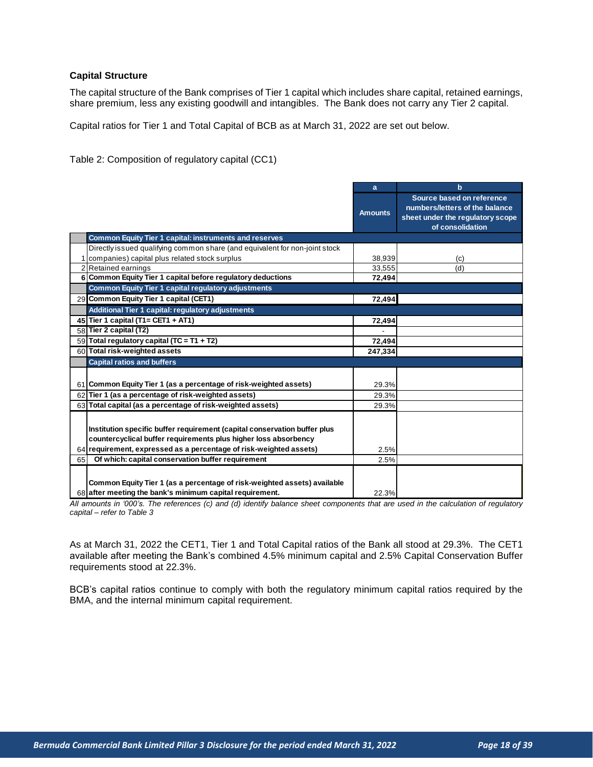### Capital Structure

The capital structure of the Bank comprises of Tier 1 capital which includes share capital, retained earnings, share premium, less any existing goodwill and intangibles. The Bank does not carry any Tier 2 capital.

Capital ratios for Tier 1 and Total Capital of BCB as at March 31, 2022 are set out below.

Table 2: Composition of regulatory capital (CC1)

| | | a | b |
|---|---|---|---|
| | | **Amounts** | **Source based on reference numbers/letters of the balance sheet under the regulatory scope of consolidation** |
| | **Common Equity Tier 1 capital: instruments and reserves** | | |
| 1 | Directly issued qualifying common share (and equivalent for non-joint stock companies) capital plus related stock surplus | 38,939 | (c) |
| 2 | Retained earnings | 33,555 | (d) |
| 6 | **Common Equity Tier 1 capital before regulatory deductions** | **72,494** | |
| | **Common Equity Tier 1 capital regulatory adjustments** | | |
| 29 | **Common Equity Tier 1 capital (CET1)** | **72,494** | |
| | **Additional Tier 1 capital: regulatory adjustments** | | |
| 45 | **Tier 1 capital (T1= CET1 + AT1)** | **72,494** | |
| 58 | **Tier 2 capital (T2)** | - | |
| 59 | **Total regulatory capital (TC = T1 + T2)** | **72,494** | |
| 60 | **Total risk-weighted assets** | **247,334** | |
| | **Capital ratios and buffers** | | |
| 61 | **Common Equity Tier 1 (as a percentage of risk-weighted assets)** | 29.3% | |
| 62 | **Tier 1 (as a percentage of risk-weighted assets)** | 29.3% | |
| 63 | **Total capital (as a percentage of risk-weighted assets)** | 29.3% | |
| 64 | **Institution specific buffer requirement (capital conservation buffer plus countercyclical buffer requirements plus higher loss absorbency requirement, expressed as a percentage of risk-weighted assets)** | 2.5% | |
| 65 | **Of which: capital conservation buffer requirement** | 2.5% | |
| 68 | **Common Equity Tier 1 (as a percentage of risk-weighted assets) available after meeting the bank's minimum capital requirement.** | 22.3% | |

*All amounts in '000's. The references (c) and (d) identify balance sheet components that are used in the calculation of regulatory capital – refer to Table 3*

As at March 31, 2022 the CET1, Tier 1 and Total Capital ratios of the Bank all stood at 29.3%. The CET1 available after meeting the Bank's combined 4.5% minimum capital and 2.5% Capital Conservation Buffer requirements stood at 22.3%.

BCB's capital ratios continue to comply with both the regulatory minimum capital ratios required by the BMA, and the internal minimum capital requirement.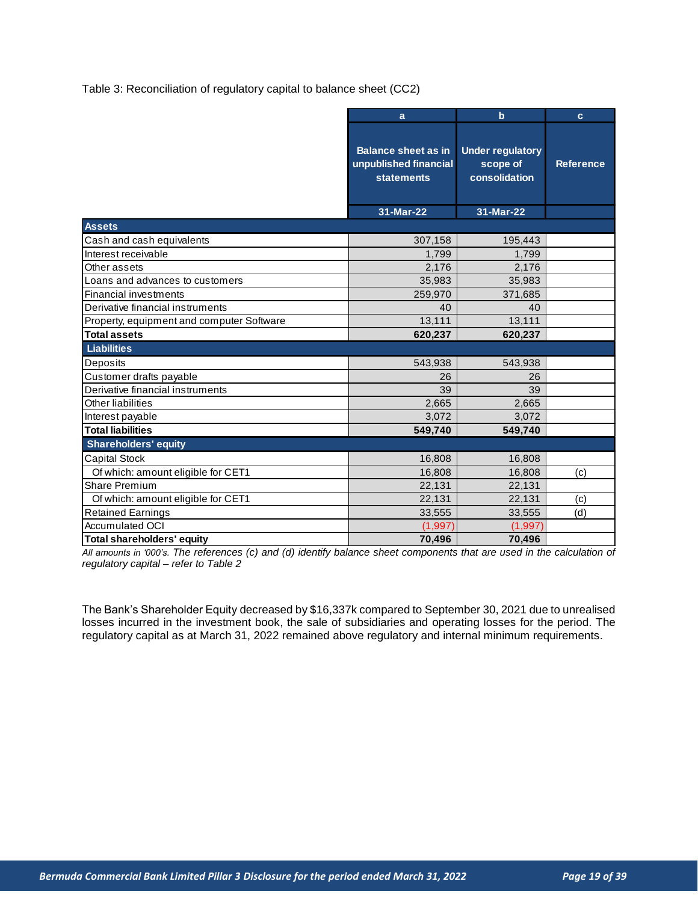Table 3: Reconciliation of regulatory capital to balance sheet (CC2)

| | a | b | c |
|---|---|---|---|
| | Balance sheet as in unpublished financial statements | Under regulatory scope of consolidation | Reference |
| | 31-Mar-22 | 31-Mar-22 | |
| **Assets** | | | |
| Cash and cash equivalents | 307,158 | 195,443 | |
| Interest receivable | 1,799 | 1,799 | |
| Other assets | 2,176 | 2,176 | |
| Loans and advances to customers | 35,983 | 35,983 | |
| Financial investments | 259,970 | 371,685 | |
| Derivative financial instruments | 40 | 40 | |
| Property, equipment and computer Software | 13,111 | 13,111 | |
| **Total assets** | **620,237** | **620,237** | |
| **Liabilities** | | | |
| Deposits | 543,938 | 543,938 | |
| Customer drafts payable | 26 | 26 | |
| Derivative financial instruments | 39 | 39 | |
| Other liabilities | 2,665 | 2,665 | |
| Interest payable | 3,072 | 3,072 | |
| **Total liabilities** | **549,740** | **549,740** | |
| **Shareholders' equity** | | | |
| Capital Stock | 16,808 | 16,808 | |
| Of which: amount eligible for CET1 | 16,808 | 16,808 | (c) |
| Share Premium | 22,131 | 22,131 | |
| Of which: amount eligible for CET1 | 22,131 | 22,131 | (c) |
| Retained Earnings | 33,555 | 33,555 | (d) |
| Accumulated OCI | (1,997) | (1,997) | |
| **Total shareholders' equity** | **70,496** | **70,496** | |

*All amounts in '000's. The references (c) and (d) identify balance sheet components that are used in the calculation of regulatory capital – refer to Table 2*

The Bank's Shareholder Equity decreased by $16,337k compared to September 30, 2021 due to unrealised losses incurred in the investment book, the sale of subsidiaries and operating losses for the period. The regulatory capital as at March 31, 2022 remained above regulatory and internal minimum requirements.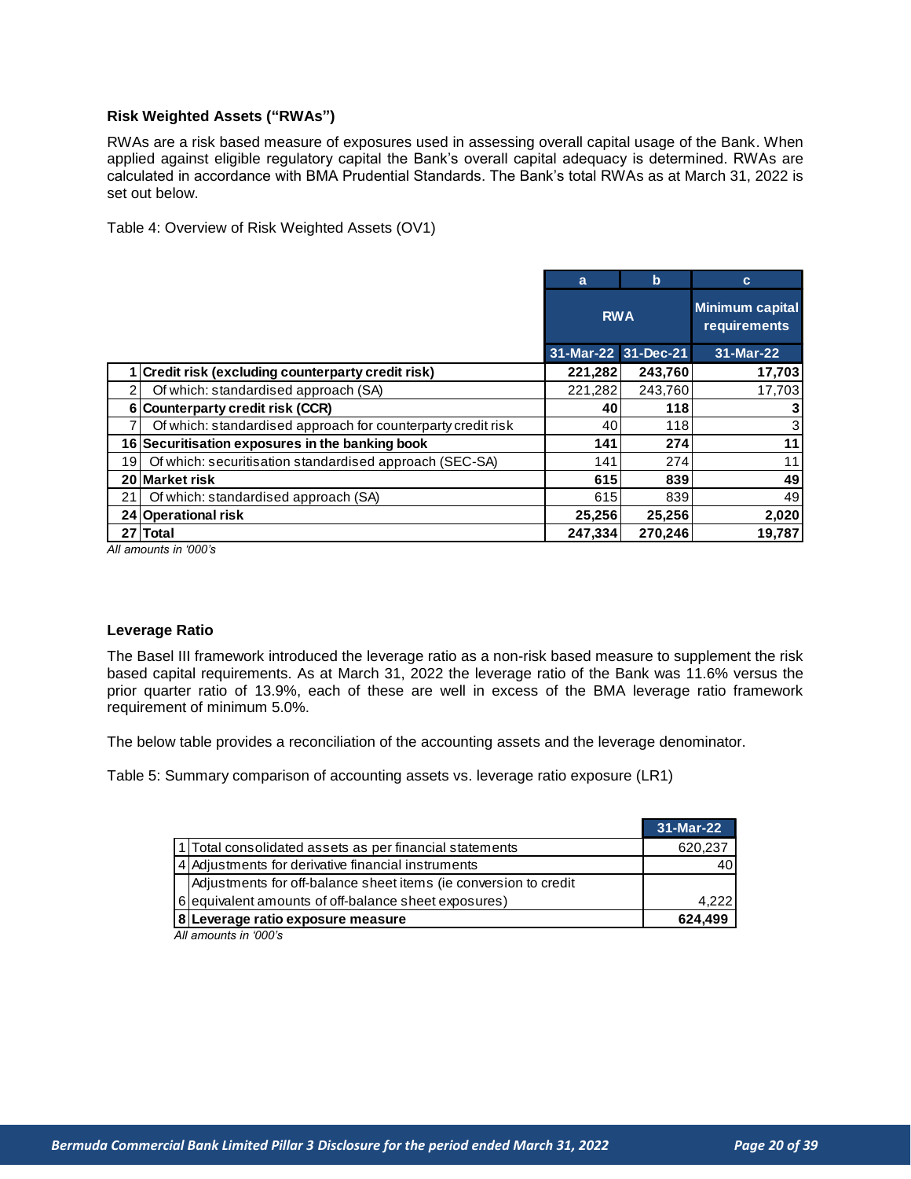### Risk Weighted Assets ("RWAs")

RWAs are a risk based measure of exposures used in assessing overall capital usage of the Bank. When applied against eligible regulatory capital the Bank's overall capital adequacy is determined. RWAs are calculated in accordance with BMA Prudential Standards. The Bank's total RWAs as at March 31, 2022 is set out below.

Table 4: Overview of Risk Weighted Assets (OV1)

| | | a | b | c |
|---|---|---|---|---|
| | | RWA | | Minimum capital requirements |
| | | 31-Mar-22 | 31-Dec-21 | 31-Mar-22 |
| 1 | **Credit risk (excluding counterparty credit risk)** | **221,282** | **243,760** | **17,703** |
| 2 | Of which: standardised approach (SA) | 221,282 | 243,760 | 17,703 |
| 6 | **Counterparty credit risk (CCR)** | **40** | **118** | **3** |
| 7 | Of which: standardised approach for counterparty credit risk | 40 | 118 | 3 |
| 16 | **Securitisation exposures in the banking book** | **141** | **274** | **11** |
| 19 | Of which: securitisation standardised approach (SEC-SA) | 141 | 274 | 11 |
| 20 | **Market risk** | **615** | **839** | **49** |
| 21 | Of which: standardised approach (SA) | 615 | 839 | 49 |
| 24 | **Operational risk** | **25,256** | **25,256** | **2,020** |
| 27 | **Total** | **247,334** | **270,246** | **19,787** |

*All amounts in '000's*

### Leverage Ratio

The Basel III framework introduced the leverage ratio as a non-risk based measure to supplement the risk based capital requirements. As at March 31, 2022 the leverage ratio of the Bank was 11.6% versus the prior quarter ratio of 13.9%, each of these are well in excess of the BMA leverage ratio framework requirement of minimum 5.0%.

The below table provides a reconciliation of the accounting assets and the leverage denominator.

Table 5: Summary comparison of accounting assets vs. leverage ratio exposure (LR1)

| | | 31-Mar-22 |
|---|---|---|
| 1 | Total consolidated assets as per financial statements | 620,237 |
| 4 | Adjustments for derivative financial instruments | 40 |
| 6 | Adjustments for off-balance sheet items (ie conversion to credit equivalent amounts of off-balance sheet exposures) | 4,222 |
| 8 | **Leverage ratio exposure measure** | **624,499** |

*All amounts in '000's*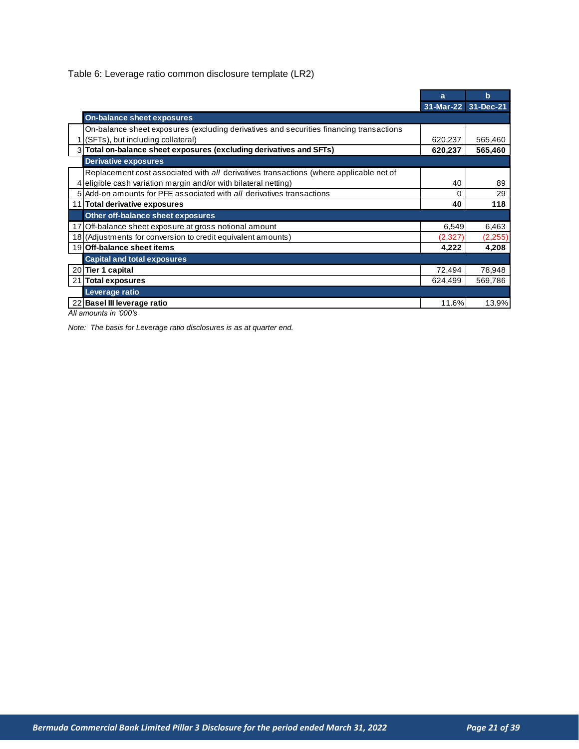Table 6: Leverage ratio common disclosure template (LR2)

| | | a | b |
|---|---|---|---|
| | | 31-Mar-22 | 31-Dec-21 |
| | **On-balance sheet exposures** | | |
| 1 | On-balance sheet exposures (excluding derivatives and securities financing transactions (SFTs), but including collateral) | 620,237 | 565,460 |
| 3 | **Total on-balance sheet exposures (excluding derivatives and SFTs)** | **620,237** | **565,460** |
| | **Derivative exposures** | | |
| 4 | Replacement cost associated with *all* derivatives transactions (where applicable net of eligible cash variation margin and/or with bilateral netting) | 40 | 89 |
| 5 | Add-on amounts for PFE associated with *all* derivatives transactions | 0 | 29 |
| 11 | **Total derivative exposures** | **40** | **118** |
| | **Other off-balance sheet exposures** | | |
| 17 | Off-balance sheet exposure at gross notional amount | 6,549 | 6,463 |
| 18 | (Adjustments for conversion to credit equivalent amounts) | (2,327) | (2,255) |
| 19 | **Off-balance sheet items** | **4,222** | **4,208** |
| | **Capital and total exposures** | | |
| 20 | **Tier 1 capital** | 72,494 | 78,948 |
| 21 | **Total exposures** | 624,499 | 569,786 |
| | **Leverage ratio** | | |
| 22 | **Basel III leverage ratio** | 11.6% | 13.9% |

*All amounts in '000's*

*Note: The basis for Leverage ratio disclosures is as at quarter end.*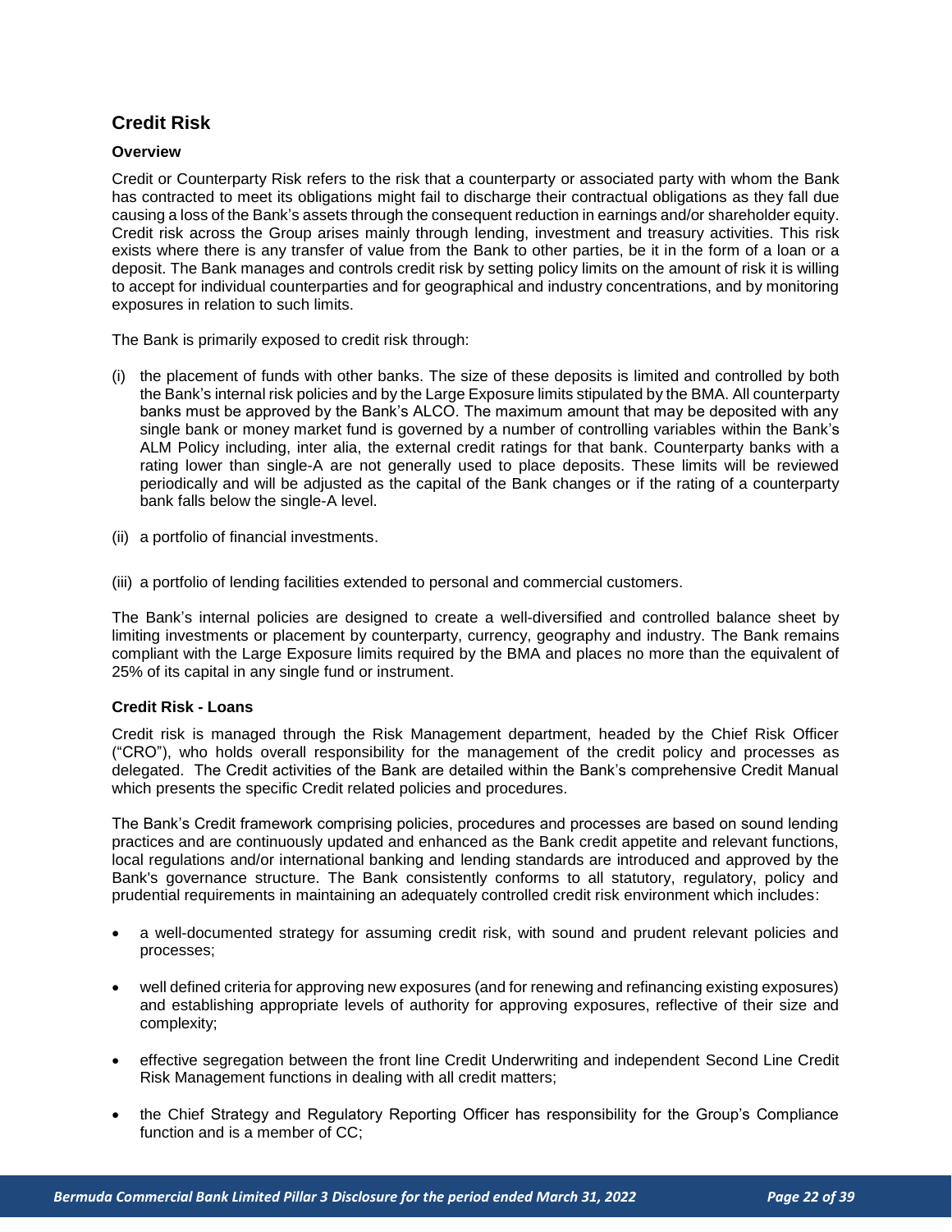## Credit Risk

### Overview

Credit or Counterparty Risk refers to the risk that a counterparty or associated party with whom the Bank has contracted to meet its obligations might fail to discharge their contractual obligations as they fall due causing a loss of the Bank's assets through the consequent reduction in earnings and/or shareholder equity. Credit risk across the Group arises mainly through lending, investment and treasury activities. This risk exists where there is any transfer of value from the Bank to other parties, be it in the form of a loan or a deposit. The Bank manages and controls credit risk by setting policy limits on the amount of risk it is willing to accept for individual counterparties and for geographical and industry concentrations, and by monitoring exposures in relation to such limits.

The Bank is primarily exposed to credit risk through:

(i) the placement of funds with other banks. The size of these deposits is limited and controlled by both the Bank's internal risk policies and by the Large Exposure limits stipulated by the BMA. All counterparty banks must be approved by the Bank's ALCO. The maximum amount that may be deposited with any single bank or money market fund is governed by a number of controlling variables within the Bank's ALM Policy including, inter alia, the external credit ratings for that bank. Counterparty banks with a rating lower than single-A are not generally used to place deposits. These limits will be reviewed periodically and will be adjusted as the capital of the Bank changes or if the rating of a counterparty bank falls below the single-A level.

(ii) a portfolio of financial investments.

(iii) a portfolio of lending facilities extended to personal and commercial customers.

The Bank's internal policies are designed to create a well-diversified and controlled balance sheet by limiting investments or placement by counterparty, currency, geography and industry. The Bank remains compliant with the Large Exposure limits required by the BMA and places no more than the equivalent of 25% of its capital in any single fund or instrument.

### Credit Risk - Loans

Credit risk is managed through the Risk Management department, headed by the Chief Risk Officer ("CRO"), who holds overall responsibility for the management of the credit policy and processes as delegated. The Credit activities of the Bank are detailed within the Bank's comprehensive Credit Manual which presents the specific Credit related policies and procedures.

The Bank's Credit framework comprising policies, procedures and processes are based on sound lending practices and are continuously updated and enhanced as the Bank credit appetite and relevant functions, local regulations and/or international banking and lending standards are introduced and approved by the Bank's governance structure. The Bank consistently conforms to all statutory, regulatory, policy and prudential requirements in maintaining an adequately controlled credit risk environment which includes:

- a well-documented strategy for assuming credit risk, with sound and prudent relevant policies and processes;
- well defined criteria for approving new exposures (and for renewing and refinancing existing exposures) and establishing appropriate levels of authority for approving exposures, reflective of their size and complexity;
- effective segregation between the front line Credit Underwriting and independent Second Line Credit Risk Management functions in dealing with all credit matters;
- the Chief Strategy and Regulatory Reporting Officer has responsibility for the Group's Compliance function and is a member of CC;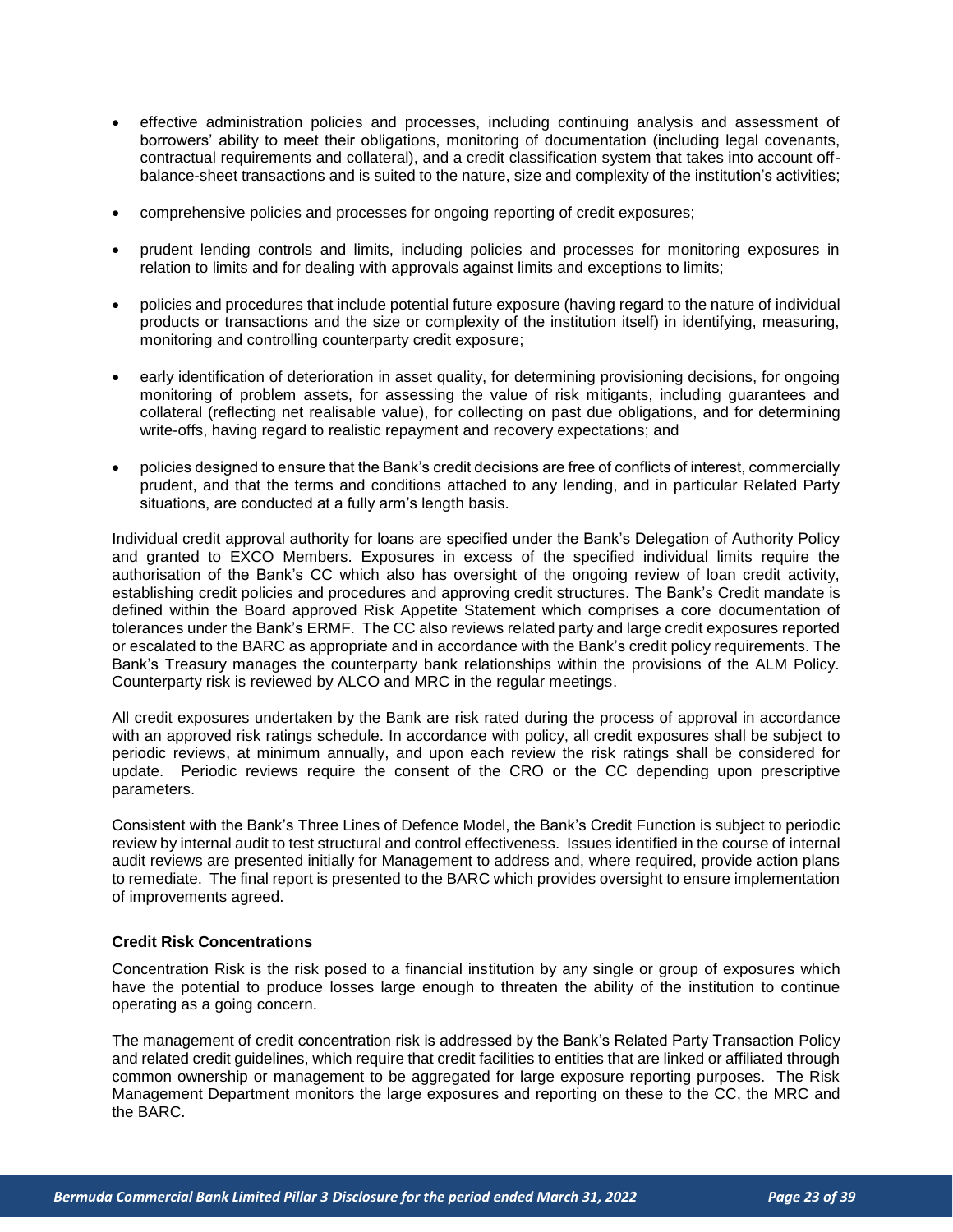- effective administration policies and processes, including continuing analysis and assessment of borrowers' ability to meet their obligations, monitoring of documentation (including legal covenants, contractual requirements and collateral), and a credit classification system that takes into account off-balance-sheet transactions and is suited to the nature, size and complexity of the institution's activities;

- comprehensive policies and processes for ongoing reporting of credit exposures;

- prudent lending controls and limits, including policies and processes for monitoring exposures in relation to limits and for dealing with approvals against limits and exceptions to limits;

- policies and procedures that include potential future exposure (having regard to the nature of individual products or transactions and the size or complexity of the institution itself) in identifying, measuring, monitoring and controlling counterparty credit exposure;

- early identification of deterioration in asset quality, for determining provisioning decisions, for ongoing monitoring of problem assets, for assessing the value of risk mitigants, including guarantees and collateral (reflecting net realisable value), for collecting on past due obligations, and for determining write-offs, having regard to realistic repayment and recovery expectations; and

- policies designed to ensure that the Bank's credit decisions are free of conflicts of interest, commercially prudent, and that the terms and conditions attached to any lending, and in particular Related Party situations, are conducted at a fully arm's length basis.

Individual credit approval authority for loans are specified under the Bank's Delegation of Authority Policy and granted to EXCO Members. Exposures in excess of the specified individual limits require the authorisation of the Bank's CC which also has oversight of the ongoing review of loan credit activity, establishing credit policies and procedures and approving credit structures. The Bank's Credit mandate is defined within the Board approved Risk Appetite Statement which comprises a core documentation of tolerances under the Bank's ERMF. The CC also reviews related party and large credit exposures reported or escalated to the BARC as appropriate and in accordance with the Bank's credit policy requirements. The Bank's Treasury manages the counterparty bank relationships within the provisions of the ALM Policy. Counterparty risk is reviewed by ALCO and MRC in the regular meetings.

All credit exposures undertaken by the Bank are risk rated during the process of approval in accordance with an approved risk ratings schedule. In accordance with policy, all credit exposures shall be subject to periodic reviews, at minimum annually, and upon each review the risk ratings shall be considered for update. Periodic reviews require the consent of the CRO or the CC depending upon prescriptive parameters.

Consistent with the Bank's Three Lines of Defence Model, the Bank's Credit Function is subject to periodic review by internal audit to test structural and control effectiveness. Issues identified in the course of internal audit reviews are presented initially for Management to address and, where required, provide action plans to remediate. The final report is presented to the BARC which provides oversight to ensure implementation of improvements agreed.

**Credit Risk Concentrations**

Concentration Risk is the risk posed to a financial institution by any single or group of exposures which have the potential to produce losses large enough to threaten the ability of the institution to continue operating as a going concern.

The management of credit concentration risk is addressed by the Bank's Related Party Transaction Policy and related credit guidelines, which require that credit facilities to entities that are linked or affiliated through common ownership or management to be aggregated for large exposure reporting purposes. The Risk Management Department monitors the large exposures and reporting on these to the CC, the MRC and the BARC.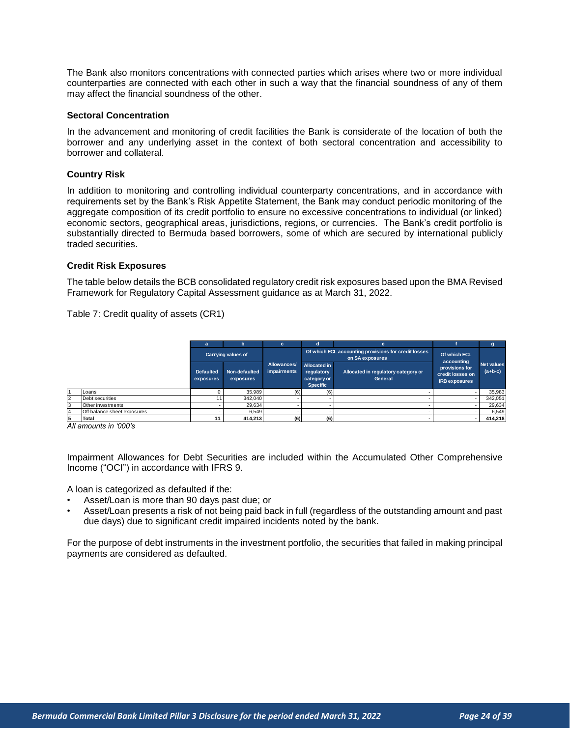The Bank also monitors concentrations with connected parties which arises where two or more individual counterparties are connected with each other in such a way that the financial soundness of any of them may affect the financial soundness of the other.

### Sectoral Concentration

In the advancement and monitoring of credit facilities the Bank is considerate of the location of both the borrower and any underlying asset in the context of both sectoral concentration and accessibility to borrower and collateral.

### Country Risk

In addition to monitoring and controlling individual counterparty concentrations, and in accordance with requirements set by the Bank's Risk Appetite Statement, the Bank may conduct periodic monitoring of the aggregate composition of its credit portfolio to ensure no excessive concentrations to individual (or linked) economic sectors, geographical areas, jurisdictions, regions, or currencies. The Bank's credit portfolio is substantially directed to Bermuda based borrowers, some of which are secured by international publicly traded securities.

### Credit Risk Exposures

The table below details the BCB consolidated regulatory credit risk exposures based upon the BMA Revised Framework for Regulatory Capital Assessment guidance as at March 31, 2022.

Table 7: Credit quality of assets (CR1)

| | | a | b | c | d | e | f | g |
|---|---|---|---|---|---|---|---|---|
| | | Carrying values of | | Allowances/ impairments | Of which ECL accounting provisions for credit losses on SA exposures | | Of which ECL accounting provisions for credit losses on IRB exposures | Net values (a+b-c) |
| | | Defaulted exposures | Non-defaulted exposures | | Allocated in regulatory category or Specific | Allocated in regulatory category or General | | |
| 1 | Loans | 0 | 35,989 | (6) | (6) | - | - | 35,983 |
| 2 | Debt securities | 11 | 342,040 | - | - | - | - | 342,051 |
| 3 | Other investments | - | 29,634 | - | - | - | - | 29,634 |
| 4 | Off-balance sheet exposures | - | 6,549 | - | - | - | - | 6,549 |
| 5 | **Total** | **11** | **414,213** | **(6)** | **(6)** | **-** | **-** | **414,218** |

*All amounts in '000's*

Impairment Allowances for Debt Securities are included within the Accumulated Other Comprehensive Income ("OCI") in accordance with IFRS 9.

A loan is categorized as defaulted if the:

- Asset/Loan is more than 90 days past due; or
- Asset/Loan presents a risk of not being paid back in full (regardless of the outstanding amount and past due days) due to significant credit impaired incidents noted by the bank.

For the purpose of debt instruments in the investment portfolio, the securities that failed in making principal payments are considered as defaulted.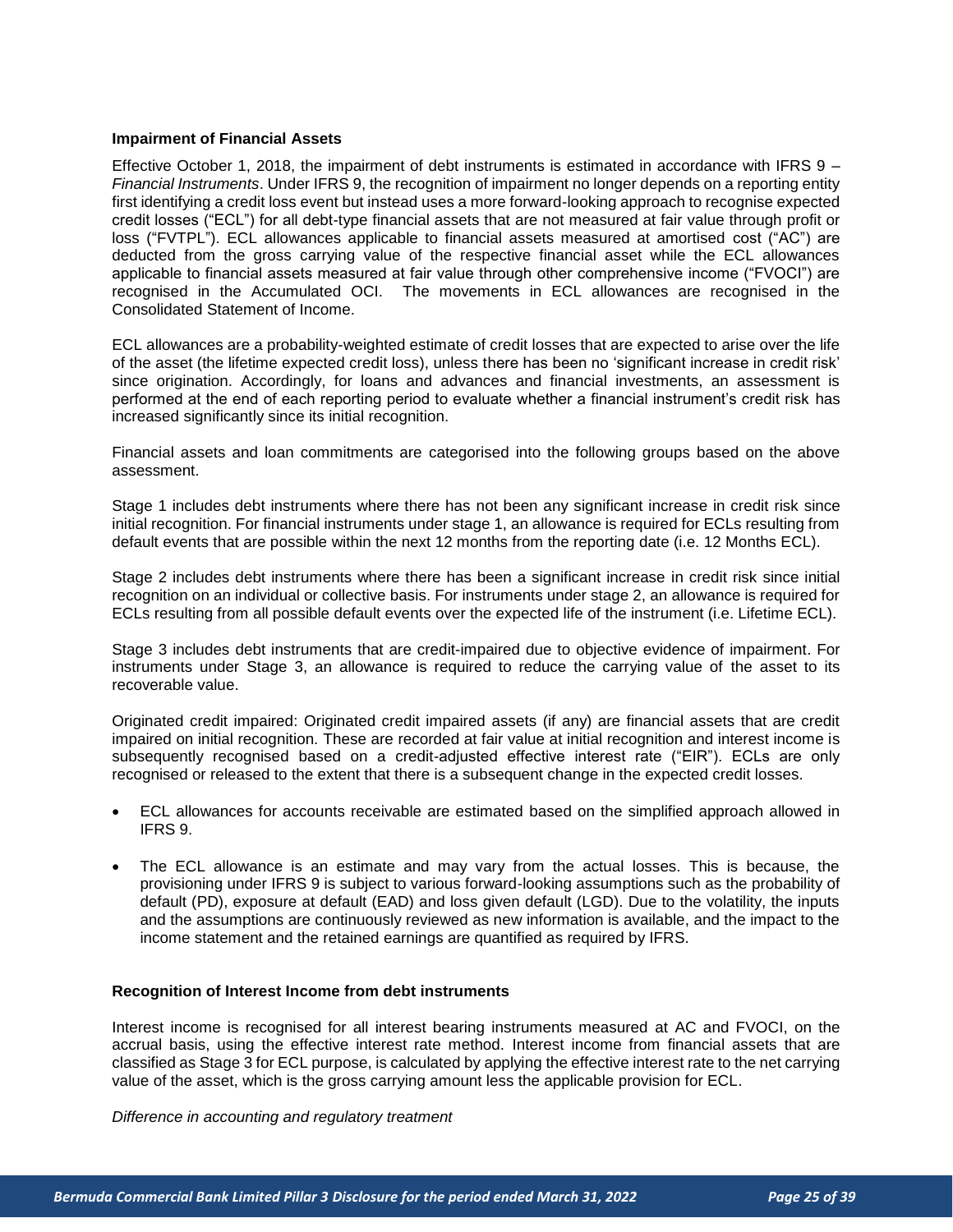**Impairment of Financial Assets**

Effective October 1, 2018, the impairment of debt instruments is estimated in accordance with IFRS 9 – *Financial Instruments*. Under IFRS 9, the recognition of impairment no longer depends on a reporting entity first identifying a credit loss event but instead uses a more forward-looking approach to recognise expected credit losses ("ECL") for all debt-type financial assets that are not measured at fair value through profit or loss ("FVTPL"). ECL allowances applicable to financial assets measured at amortised cost ("AC") are deducted from the gross carrying value of the respective financial asset while the ECL allowances applicable to financial assets measured at fair value through other comprehensive income ("FVOCI") are recognised in the Accumulated OCI. The movements in ECL allowances are recognised in the Consolidated Statement of Income.

ECL allowances are a probability-weighted estimate of credit losses that are expected to arise over the life of the asset (the lifetime expected credit loss), unless there has been no 'significant increase in credit risk' since origination. Accordingly, for loans and advances and financial investments, an assessment is performed at the end of each reporting period to evaluate whether a financial instrument's credit risk has increased significantly since its initial recognition.

Financial assets and loan commitments are categorised into the following groups based on the above assessment.

Stage 1 includes debt instruments where there has not been any significant increase in credit risk since initial recognition. For financial instruments under stage 1, an allowance is required for ECLs resulting from default events that are possible within the next 12 months from the reporting date (i.e. 12 Months ECL).

Stage 2 includes debt instruments where there has been a significant increase in credit risk since initial recognition on an individual or collective basis. For instruments under stage 2, an allowance is required for ECLs resulting from all possible default events over the expected life of the instrument (i.e. Lifetime ECL).

Stage 3 includes debt instruments that are credit-impaired due to objective evidence of impairment. For instruments under Stage 3, an allowance is required to reduce the carrying value of the asset to its recoverable value.

Originated credit impaired: Originated credit impaired assets (if any) are financial assets that are credit impaired on initial recognition. These are recorded at fair value at initial recognition and interest income is subsequently recognised based on a credit-adjusted effective interest rate ("EIR"). ECLs are only recognised or released to the extent that there is a subsequent change in the expected credit losses.

- ECL allowances for accounts receivable are estimated based on the simplified approach allowed in IFRS 9.
- The ECL allowance is an estimate and may vary from the actual losses. This is because, the provisioning under IFRS 9 is subject to various forward-looking assumptions such as the probability of default (PD), exposure at default (EAD) and loss given default (LGD). Due to the volatility, the inputs and the assumptions are continuously reviewed as new information is available, and the impact to the income statement and the retained earnings are quantified as required by IFRS.

**Recognition of Interest Income from debt instruments**

Interest income is recognised for all interest bearing instruments measured at AC and FVOCI, on the accrual basis, using the effective interest rate method. Interest income from financial assets that are classified as Stage 3 for ECL purpose, is calculated by applying the effective interest rate to the net carrying value of the asset, which is the gross carrying amount less the applicable provision for ECL.

*Difference in accounting and regulatory treatment*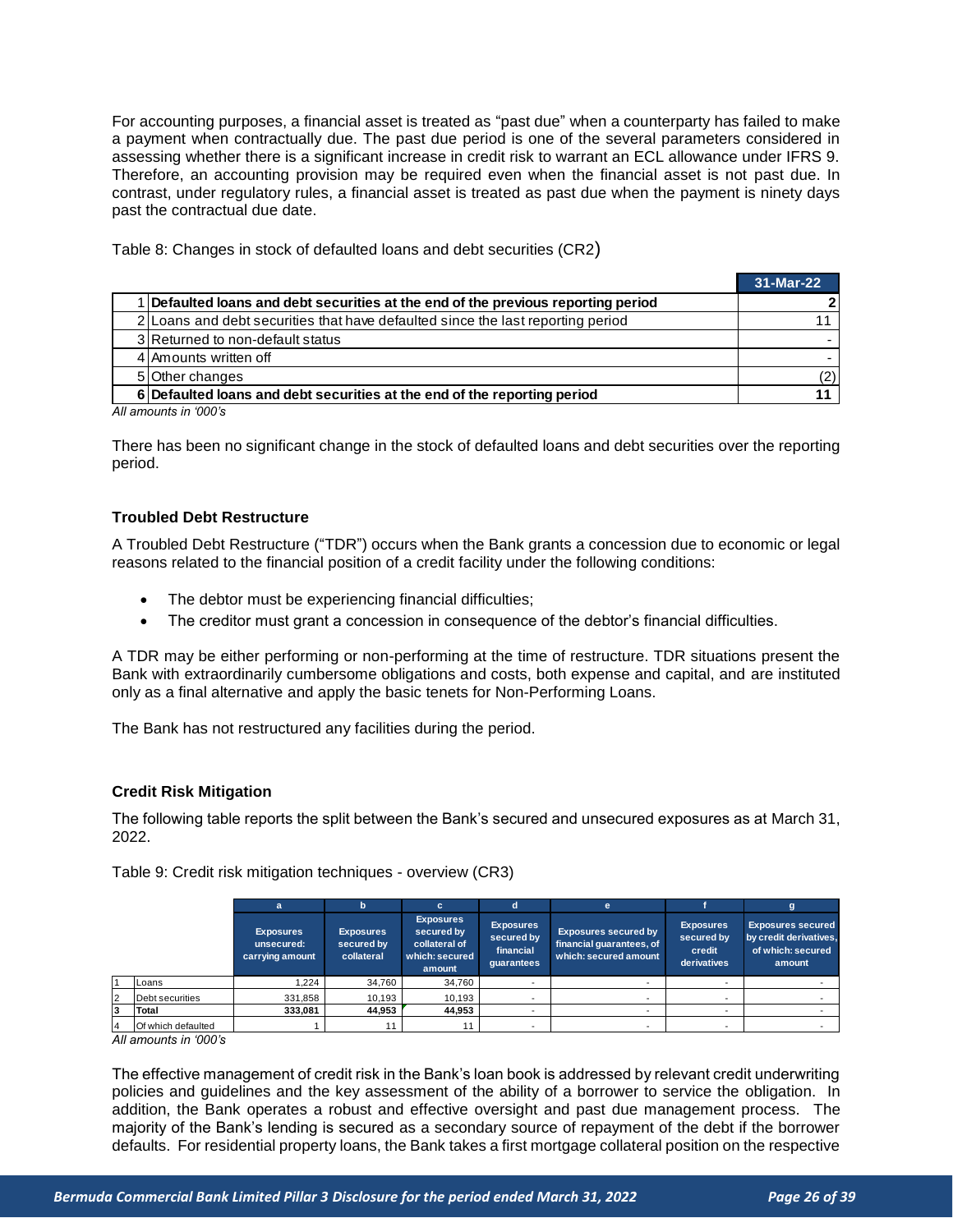For accounting purposes, a financial asset is treated as "past due" when a counterparty has failed to make a payment when contractually due. The past due period is one of the several parameters considered in assessing whether there is a significant increase in credit risk to warrant an ECL allowance under IFRS 9. Therefore, an accounting provision may be required even when the financial asset is not past due. In contrast, under regulatory rules, a financial asset is treated as past due when the payment is ninety days past the contractual due date.

Table 8: Changes in stock of defaulted loans and debt securities (CR2)

| | | 31-Mar-22 |
|---|---|---|
| 1 | **Defaulted loans and debt securities at the end of the previous reporting period** | **2** |
| 2 | Loans and debt securities that have defaulted since the last reporting period | 11 |
| 3 | Returned to non-default status | - |
| 4 | Amounts written off | - |
| 5 | Other changes | (2) |
| 6 | **Defaulted loans and debt securities at the end of the reporting period** | **11** |

*All amounts in '000's*

There has been no significant change in the stock of defaulted loans and debt securities over the reporting period.

### Troubled Debt Restructure

A Troubled Debt Restructure ("TDR") occurs when the Bank grants a concession due to economic or legal reasons related to the financial position of a credit facility under the following conditions:

- The debtor must be experiencing financial difficulties;
- The creditor must grant a concession in consequence of the debtor's financial difficulties.

A TDR may be either performing or non-performing at the time of restructure. TDR situations present the Bank with extraordinarily cumbersome obligations and costs, both expense and capital, and are instituted only as a final alternative and apply the basic tenets for Non-Performing Loans.

The Bank has not restructured any facilities during the period.

### Credit Risk Mitigation

The following table reports the split between the Bank's secured and unsecured exposures as at March 31, 2022.

Table 9: Credit risk mitigation techniques - overview (CR3)

| | | a | b | c | d | e | f | g |
|---|---|---|---|---|---|---|---|---|
| | | Exposures unsecured: carrying amount | Exposures secured by collateral | Exposures secured by collateral of which: secured amount | Exposures secured by financial guarantees | Exposures secured by financial guarantees, of which: secured amount | Exposures secured by credit derivatives | Exposures secured by credit derivatives, of which: secured amount |
| 1 | Loans | 1,224 | 34,760 | 34,760 | - | - | - | - |
| 2 | Debt securities | 331,858 | 10,193 | 10,193 | - | - | - | - |
| 3 | **Total** | **333,081** | **44,953** | **44,953** | - | - | - | - |
| 4 | Of which defaulted | 1 | 11 | 11 | - | - | - | - |

*All amounts in '000's*

The effective management of credit risk in the Bank's loan book is addressed by relevant credit underwriting policies and guidelines and the key assessment of the ability of a borrower to service the obligation. In addition, the Bank operates a robust and effective oversight and past due management process. The majority of the Bank's lending is secured as a secondary source of repayment of the debt if the borrower defaults. For residential property loans, the Bank takes a first mortgage collateral position on the respective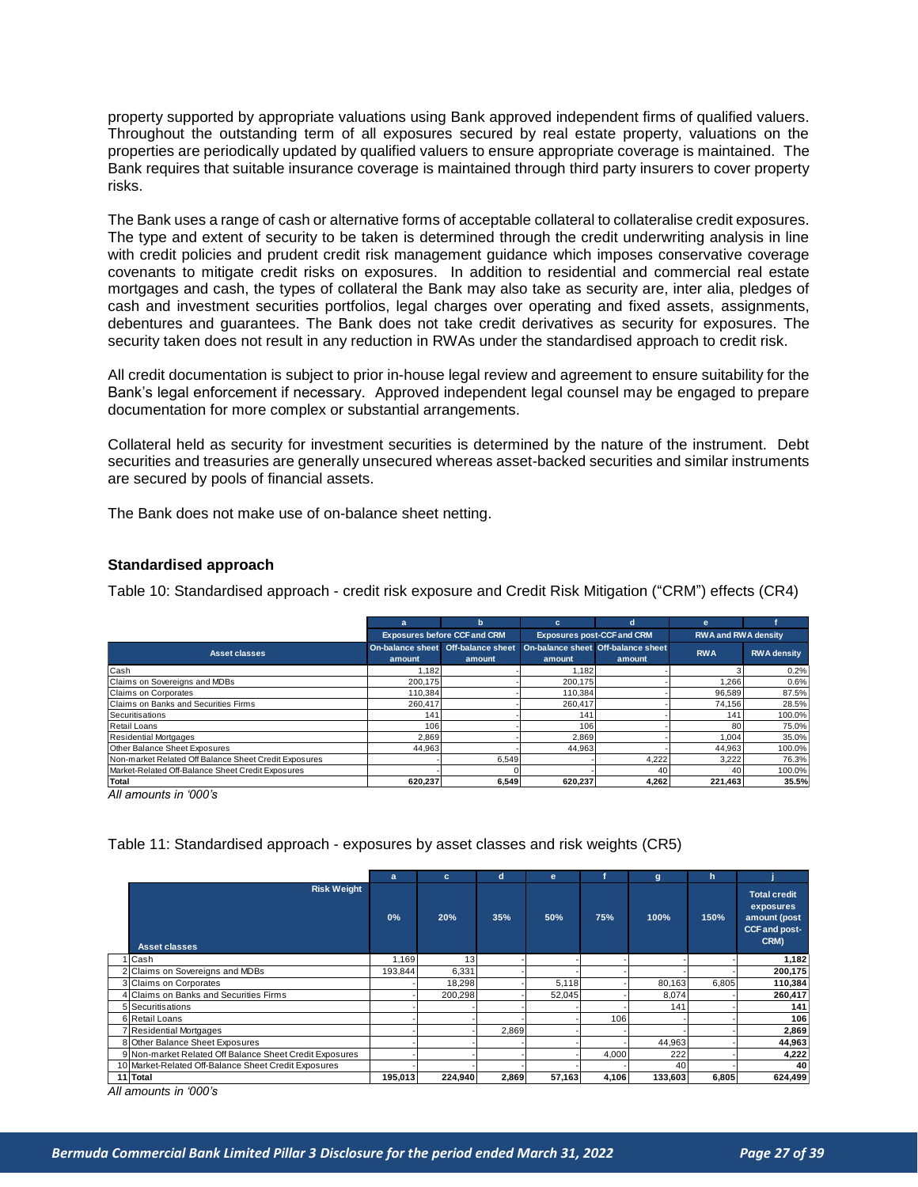property supported by appropriate valuations using Bank approved independent firms of qualified valuers. Throughout the outstanding term of all exposures secured by real estate property, valuations on the properties are periodically updated by qualified valuers to ensure appropriate coverage is maintained. The Bank requires that suitable insurance coverage is maintained through third party insurers to cover property risks.

The Bank uses a range of cash or alternative forms of acceptable collateral to collateralise credit exposures. The type and extent of security to be taken is determined through the credit underwriting analysis in line with credit policies and prudent credit risk management guidance which imposes conservative coverage covenants to mitigate credit risks on exposures. In addition to residential and commercial real estate mortgages and cash, the types of collateral the Bank may also take as security are, inter alia, pledges of cash and investment securities portfolios, legal charges over operating and fixed assets, assignments, debentures and guarantees. The Bank does not take credit derivatives as security for exposures. The security taken does not result in any reduction in RWAs under the standardised approach to credit risk.

All credit documentation is subject to prior in-house legal review and agreement to ensure suitability for the Bank's legal enforcement if necessary. Approved independent legal counsel may be engaged to prepare documentation for more complex or substantial arrangements.

Collateral held as security for investment securities is determined by the nature of the instrument. Debt securities and treasuries are generally unsecured whereas asset-backed securities and similar instruments are secured by pools of financial assets.

The Bank does not make use of on-balance sheet netting.

### Standardised approach

Table 10: Standardised approach - credit risk exposure and Credit Risk Mitigation ("CRM") effects (CR4)

| | a | b | c | d | e | f |
|---|---|---|---|---|---|---|
| | Exposures before CCF and CRM | | Exposures post-CCF and CRM | | RWA and RWA density | |
| Asset classes | On-balance sheet amount | Off-balance sheet amount | On-balance sheet amount | Off-balance sheet amount | RWA | RWA density |
| Cash | 1,182 | - | 1,182 | - | 3 | 0.2% |
| Claims on Sovereigns and MDBs | 200,175 | - | 200,175 | - | 1,266 | 0.6% |
| Claims on Corporates | 110,384 | - | 110,384 | - | 96,589 | 87.5% |
| Claims on Banks and Securities Firms | 260,417 | - | 260,417 | - | 74,156 | 28.5% |
| Securitisations | 141 | - | 141 | - | 141 | 100.0% |
| Retail Loans | 106 | - | 106 | - | 80 | 75.0% |
| Residential Mortgages | 2,869 | - | 2,869 | - | 1,004 | 35.0% |
| Other Balance Sheet Exposures | 44,963 | - | 44,963 | - | 44,963 | 100.0% |
| Non-market Related Off Balance Sheet Credit Exposures | - | 6,549 | - | 4,222 | 3,222 | 76.3% |
| Market-Related Off-Balance Sheet Credit Exposures | - | 0 | - | 40 | 40 | 100.0% |
| **Total** | **620,237** | **6,549** | **620,237** | **4,262** | **221,463** | **35.5%** |

*All amounts in '000's*

Table 11: Standardised approach - exposures by asset classes and risk weights (CR5)

| | | a | c | d | e | f | g | h | j |
|---|---|---|---|---|---|---|---|---|---|
| | Risk Weight / Asset classes | 0% | 20% | 35% | 50% | 75% | 100% | 150% | Total credit exposures amount (post CCF and post-CRM) |
| 1 | Cash | 1,169 | 13 | - | - | - | - | - | 1,182 |
| 2 | Claims on Sovereigns and MDBs | 193,844 | 6,331 | - | - | - | - | - | 200,175 |
| 3 | Claims on Corporates | - | 18,298 | - | 5,118 | - | 80,163 | 6,805 | 110,384 |
| 4 | Claims on Banks and Securities Firms | - | 200,298 | - | 52,045 | - | 8,074 | - | 260,417 |
| 5 | Securitisations | - | - | - | - | - | 141 | - | 141 |
| 6 | Retail Loans | - | - | - | - | 106 | - | - | 106 |
| 7 | Residential Mortgages | - | - | 2,869 | - | - | - | - | 2,869 |
| 8 | Other Balance Sheet Exposures | - | - | - | - | - | 44,963 | - | 44,963 |
| 9 | Non-market Related Off Balance Sheet Credit Exposures | - | - | - | - | 4,000 | 222 | - | 4,222 |
| 10 | Market-Related Off-Balance Sheet Credit Exposures | - | - | - | - | - | 40 | - | 40 |
| 11 | **Total** | **195,013** | **224,940** | **2,869** | **57,163** | **4,106** | **133,603** | **6,805** | **624,499** |

*All amounts in '000's*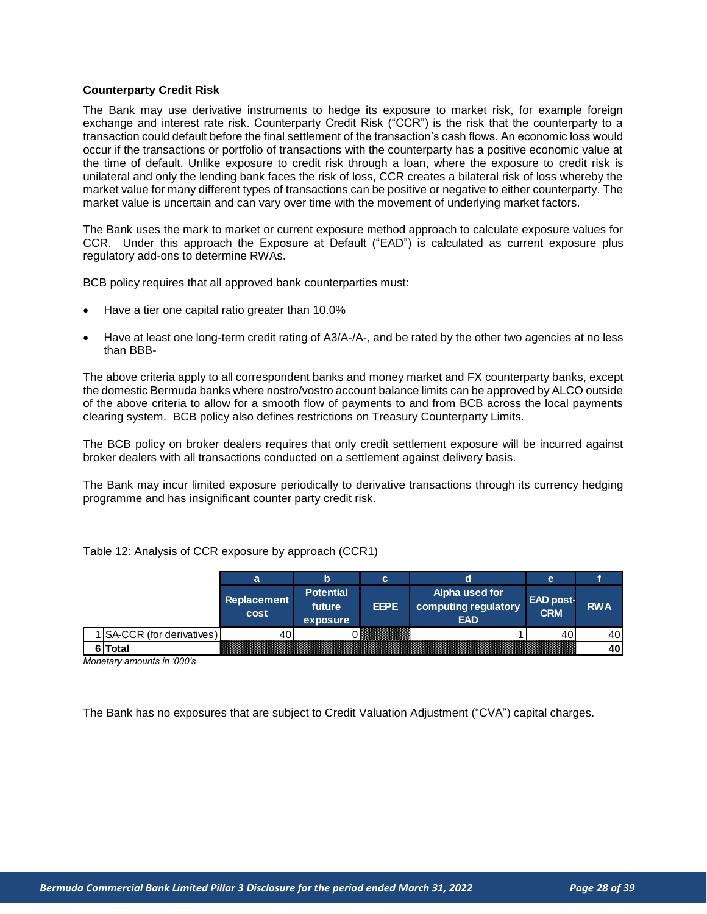**Counterparty Credit Risk**

The Bank may use derivative instruments to hedge its exposure to market risk, for example foreign exchange and interest rate risk. Counterparty Credit Risk ("CCR") is the risk that the counterparty to a transaction could default before the final settlement of the transaction's cash flows. An economic loss would occur if the transactions or portfolio of transactions with the counterparty has a positive economic value at the time of default. Unlike exposure to credit risk through a loan, where the exposure to credit risk is unilateral and only the lending bank faces the risk of loss, CCR creates a bilateral risk of loss whereby the market value for many different types of transactions can be positive or negative to either counterparty. The market value is uncertain and can vary over time with the movement of underlying market factors.

The Bank uses the mark to market or current exposure method approach to calculate exposure values for CCR. Under this approach the Exposure at Default ("EAD") is calculated as current exposure plus regulatory add-ons to determine RWAs.

BCB policy requires that all approved bank counterparties must:

- Have a tier one capital ratio greater than 10.0%
- Have at least one long-term credit rating of A3/A-/A-, and be rated by the other two agencies at no less than BBB-

The above criteria apply to all correspondent banks and money market and FX counterparty banks, except the domestic Bermuda banks where nostro/vostro account balance limits can be approved by ALCO outside of the above criteria to allow for a smooth flow of payments to and from BCB across the local payments clearing system. BCB policy also defines restrictions on Treasury Counterparty Limits.

The BCB policy on broker dealers requires that only credit settlement exposure will be incurred against broker dealers with all transactions conducted on a settlement against delivery basis.

The Bank may incur limited exposure periodically to derivative transactions through its currency hedging programme and has insignificant counter party credit risk.

Table 12: Analysis of CCR exposure by approach (CCR1)

| | | a | b | c | d | e | f |
|---|---|---|---|---|---|---|---|
| | | Replacement cost | Potential future exposure | EEPE | Alpha used for computing regulatory EAD | EAD post-CRM | RWA |
| 1 | SA-CCR (for derivatives) | 40 | 0 | | 1 | 40 | 40 |
| 6 | **Total** | | | | | | **40** |

*Monetary amounts in '000's*

The Bank has no exposures that are subject to Credit Valuation Adjustment ("CVA") capital charges.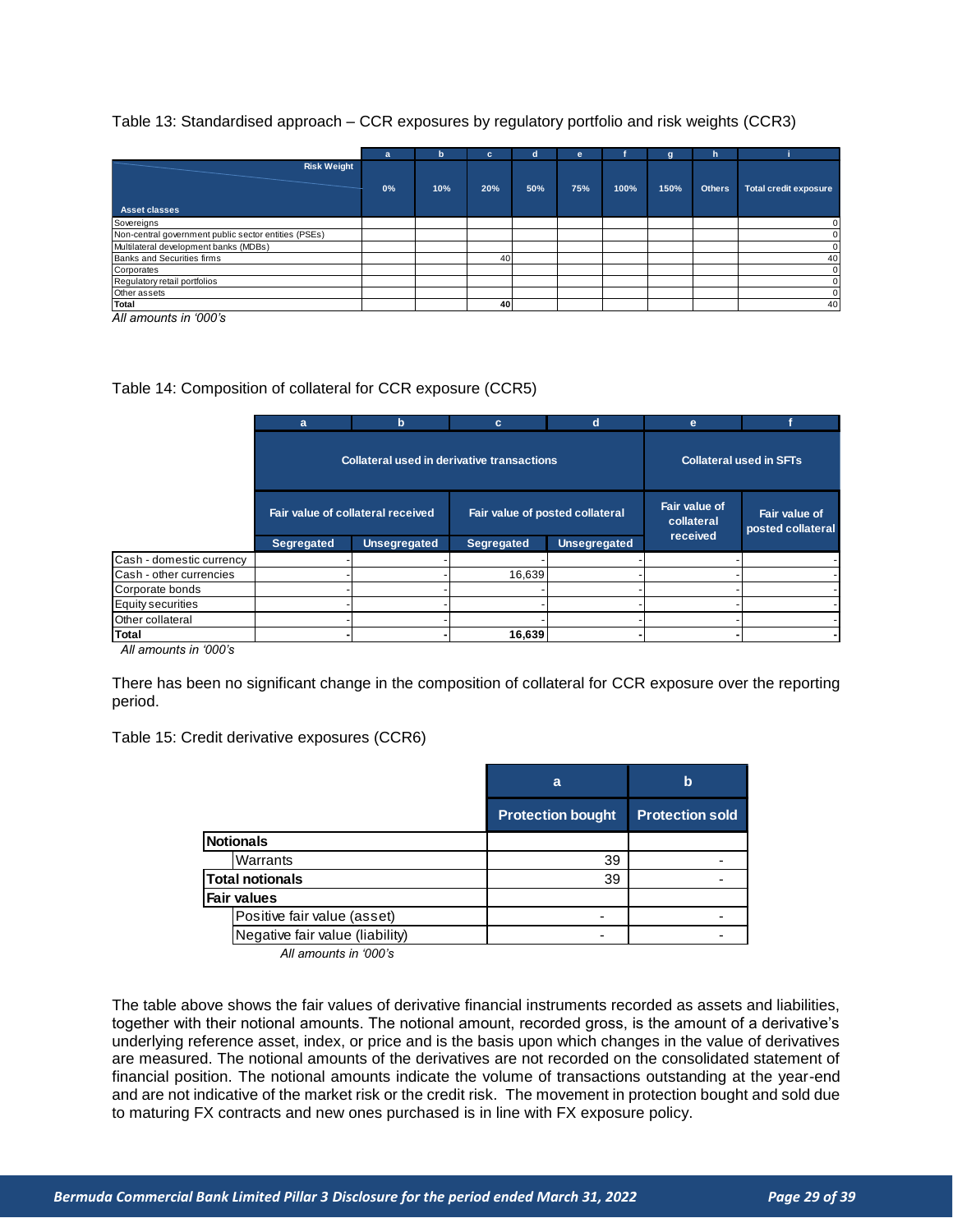Table 13: Standardised approach – CCR exposures by regulatory portfolio and risk weights (CCR3)

| | a | b | c | d | e | f | g | h | i |
|---|---|---|---|---|---|---|---|---|---|
| Asset classes / Risk Weight | 0% | 10% | 20% | 50% | 75% | 100% | 150% | Others | Total credit exposure |
| Sovereigns | | | | | | | | | 0 |
| Non-central government public sector entities (PSEs) | | | | | | | | | 0 |
| Multilateral development banks (MDBs) | | | | | | | | | 0 |
| Banks and Securities firms | | | 40 | | | | | | 40 |
| Corporates | | | | | | | | | 0 |
| Regulatory retail portfolios | | | | | | | | | 0 |
| Other assets | | | | | | | | | 0 |
| **Total** | | | **40** | | | | | | 40 |

*All amounts in '000's*

Table 14: Composition of collateral for CCR exposure (CCR5)

| | a | b | c | d | e | f |
|---|---|---|---|---|---|---|
| | Collateral used in derivative transactions | | | | Collateral used in SFTs | |
| | Fair value of collateral received | | Fair value of posted collateral | | Fair value of collateral received | Fair value of posted collateral |
| | Segregated | Unsegregated | Segregated | Unsegregated | | |
| Cash - domestic currency | - | - | - | - | - | - |
| Cash - other currencies | - | - | 16,639 | - | - | - |
| Corporate bonds | - | - | - | - | - | - |
| Equity securities | - | - | - | - | - | - |
| Other collateral | - | - | - | - | - | - |
| **Total** | **-** | **-** | **16,639** | **-** | **-** | **-** |

*All amounts in '000's*

There has been no significant change in the composition of collateral for CCR exposure over the reporting period.

Table 15: Credit derivative exposures (CCR6)

| | a | b |
|---|---|---|
| | Protection bought | Protection sold |
| **Notionals** | | |
| Warrants | 39 | - |
| **Total notionals** | 39 | - |
| **Fair values** | | |
| Positive fair value (asset) | - | - |
| Negative fair value (liability) | - | - |

*All amounts in '000's*

The table above shows the fair values of derivative financial instruments recorded as assets and liabilities, together with their notional amounts. The notional amount, recorded gross, is the amount of a derivative's underlying reference asset, index, or price and is the basis upon which changes in the value of derivatives are measured. The notional amounts of the derivatives are not recorded on the consolidated statement of financial position. The notional amounts indicate the volume of transactions outstanding at the year-end and are not indicative of the market risk or the credit risk. The movement in protection bought and sold due to maturing FX contracts and new ones purchased is in line with FX exposure policy.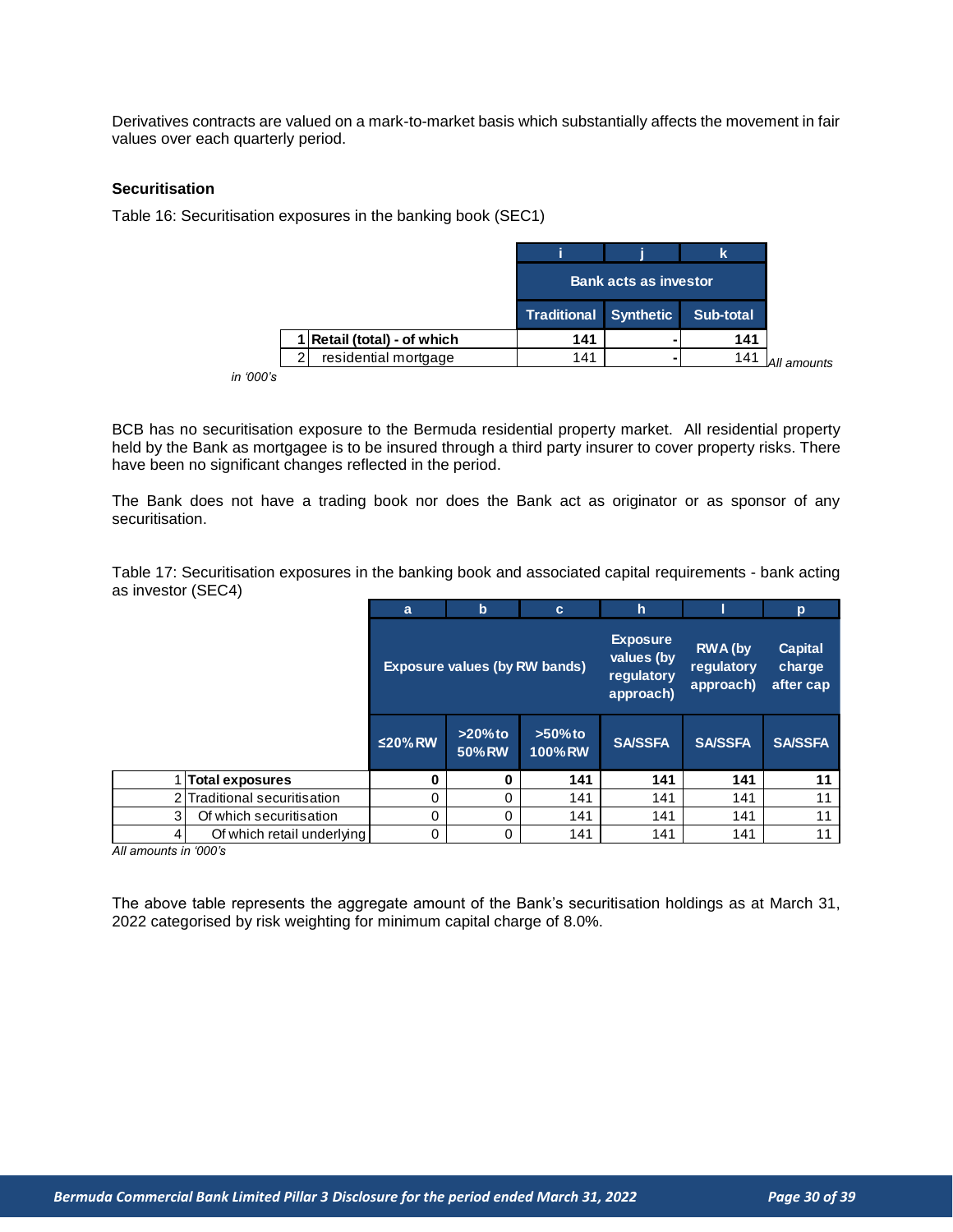Derivatives contracts are valued on a mark-to-market basis which substantially affects the movement in fair values over each quarterly period.

### Securitisation

Table 16: Securitisation exposures in the banking book (SEC1)

| | | i | j | k |
|---|---|---|---|---|
| | | Bank acts as investor | | |
| | | Traditional | Synthetic | Sub-total |
| 1 | **Retail (total) - of which** | **141** | **-** | **141** |
| 2 | residential mortgage | 141 | - | 141 |

*All amounts in '000's*

BCB has no securitisation exposure to the Bermuda residential property market. All residential property held by the Bank as mortgagee is to be insured through a third party insurer to cover property risks. There have been no significant changes reflected in the period.

The Bank does not have a trading book nor does the Bank act as originator or as sponsor of any securitisation.

Table 17: Securitisation exposures in the banking book and associated capital requirements - bank acting as investor (SEC4)

| | | a | b | c | h | l | p |
|---|---|---|---|---|---|---|---|
| | | Exposure values (by RW bands) | | | Exposure values (by regulatory approach) | RWA (by regulatory approach) | Capital charge after cap |
| | | ≤20% RW | >20% to 50% RW | >50% to 100% RW | SA/SSFA | SA/SSFA | SA/SSFA |
| 1 | **Total exposures** | **0** | **0** | **141** | **141** | **141** | **11** |
| 2 | Traditional securitisation | 0 | 0 | 141 | 141 | 141 | 11 |
| 3 | Of which securitisation | 0 | 0 | 141 | 141 | 141 | 11 |
| 4 | Of which retail underlying | 0 | 0 | 141 | 141 | 141 | 11 |

*All amounts in '000's*

The above table represents the aggregate amount of the Bank's securitisation holdings as at March 31, 2022 categorised by risk weighting for minimum capital charge of 8.0%.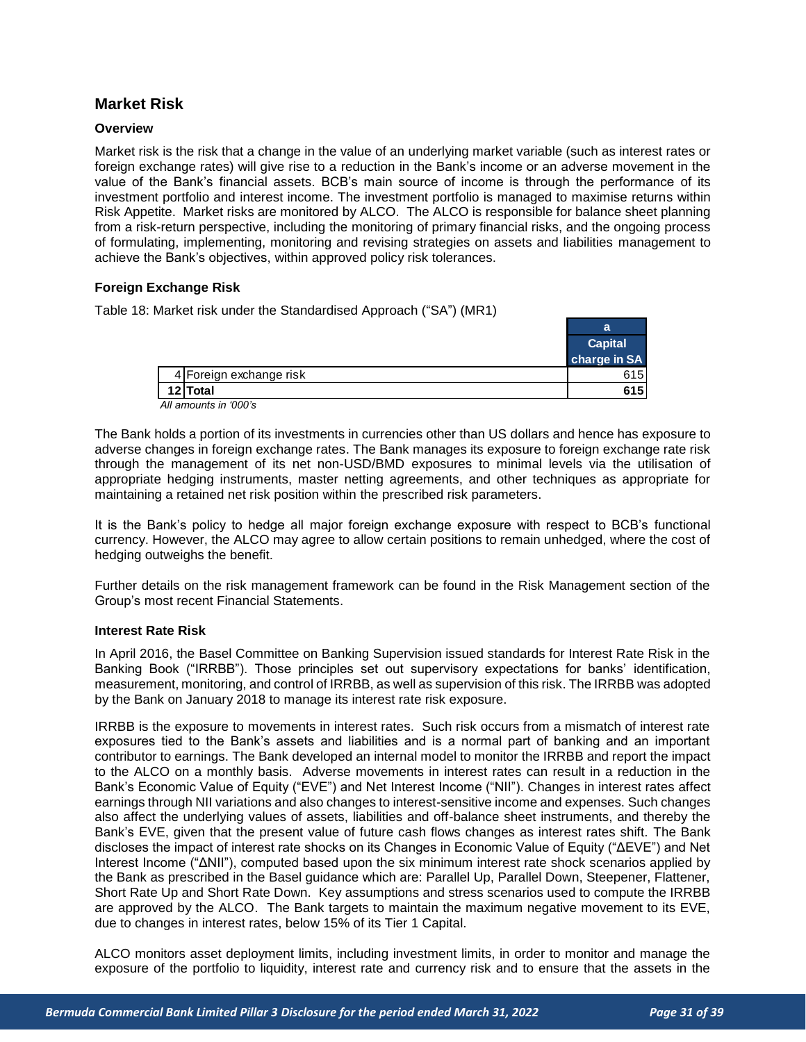## Market Risk

### Overview

Market risk is the risk that a change in the value of an underlying market variable (such as interest rates or foreign exchange rates) will give rise to a reduction in the Bank's income or an adverse movement in the value of the Bank's financial assets. BCB's main source of income is through the performance of its investment portfolio and interest income. The investment portfolio is managed to maximise returns within Risk Appetite. Market risks are monitored by ALCO. The ALCO is responsible for balance sheet planning from a risk-return perspective, including the monitoring of primary financial risks, and the ongoing process of formulating, implementing, monitoring and revising strategies on assets and liabilities management to achieve the Bank's objectives, within approved policy risk tolerances.

### Foreign Exchange Risk

Table 18: Market risk under the Standardised Approach ("SA") (MR1)

| | | a<br>Capital charge in SA |
|---|---|---|
| 4 | Foreign exchange risk | 615 |
| **12** | **Total** | **615** |

*All amounts in '000's*

The Bank holds a portion of its investments in currencies other than US dollars and hence has exposure to adverse changes in foreign exchange rates. The Bank manages its exposure to foreign exchange rate risk through the management of its net non-USD/BMD exposures to minimal levels via the utilisation of appropriate hedging instruments, master netting agreements, and other techniques as appropriate for maintaining a retained net risk position within the prescribed risk parameters.

It is the Bank's policy to hedge all major foreign exchange exposure with respect to BCB's functional currency. However, the ALCO may agree to allow certain positions to remain unhedged, where the cost of hedging outweighs the benefit.

Further details on the risk management framework can be found in the Risk Management section of the Group's most recent Financial Statements.

### Interest Rate Risk

In April 2016, the Basel Committee on Banking Supervision issued standards for Interest Rate Risk in the Banking Book ("IRRBB"). Those principles set out supervisory expectations for banks' identification, measurement, monitoring, and control of IRRBB, as well as supervision of this risk. The IRRBB was adopted by the Bank on January 2018 to manage its interest rate risk exposure.

IRRBB is the exposure to movements in interest rates. Such risk occurs from a mismatch of interest rate exposures tied to the Bank's assets and liabilities and is a normal part of banking and an important contributor to earnings. The Bank developed an internal model to monitor the IRRBB and report the impact to the ALCO on a monthly basis. Adverse movements in interest rates can result in a reduction in the Bank's Economic Value of Equity ("EVE") and Net Interest Income ("NII"). Changes in interest rates affect earnings through NII variations and also changes to interest-sensitive income and expenses. Such changes also affect the underlying values of assets, liabilities and off-balance sheet instruments, and thereby the Bank's EVE, given that the present value of future cash flows changes as interest rates shift. The Bank discloses the impact of interest rate shocks on its Changes in Economic Value of Equity ("ΔEVE") and Net Interest Income ("ΔNII"), computed based upon the six minimum interest rate shock scenarios applied by the Bank as prescribed in the Basel guidance which are: Parallel Up, Parallel Down, Steepener, Flattener, Short Rate Up and Short Rate Down. Key assumptions and stress scenarios used to compute the IRRBB are approved by the ALCO. The Bank targets to maintain the maximum negative movement to its EVE, due to changes in interest rates, below 15% of its Tier 1 Capital.

ALCO monitors asset deployment limits, including investment limits, in order to monitor and manage the exposure of the portfolio to liquidity, interest rate and currency risk and to ensure that the assets in the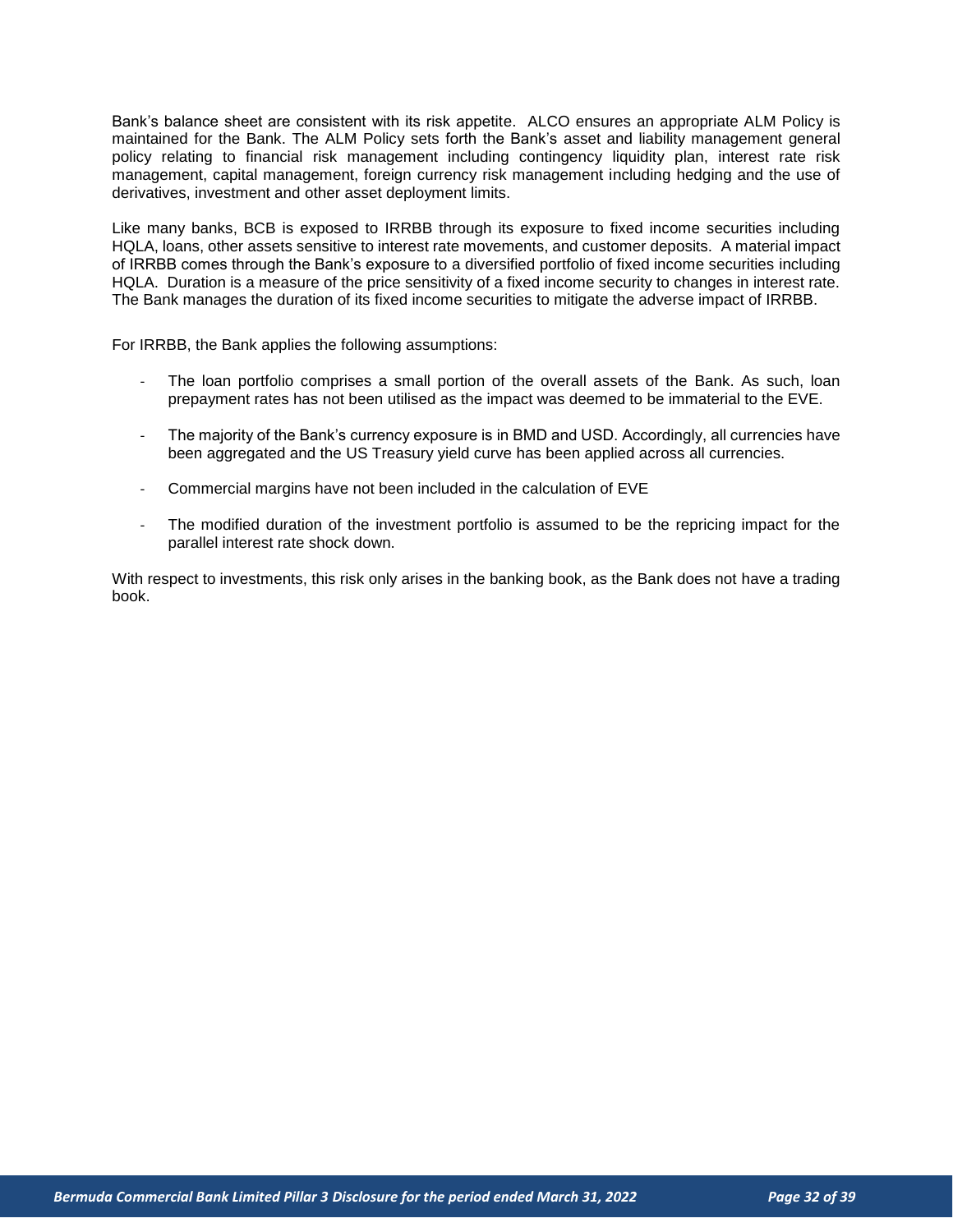Bank's balance sheet are consistent with its risk appetite. ALCO ensures an appropriate ALM Policy is maintained for the Bank. The ALM Policy sets forth the Bank's asset and liability management general policy relating to financial risk management including contingency liquidity plan, interest rate risk management, capital management, foreign currency risk management including hedging and the use of derivatives, investment and other asset deployment limits.

Like many banks, BCB is exposed to IRRBB through its exposure to fixed income securities including HQLA, loans, other assets sensitive to interest rate movements, and customer deposits. A material impact of IRRBB comes through the Bank's exposure to a diversified portfolio of fixed income securities including HQLA. Duration is a measure of the price sensitivity of a fixed income security to changes in interest rate. The Bank manages the duration of its fixed income securities to mitigate the adverse impact of IRRBB.

For IRRBB, the Bank applies the following assumptions:

- The loan portfolio comprises a small portion of the overall assets of the Bank. As such, loan prepayment rates has not been utilised as the impact was deemed to be immaterial to the EVE.
- The majority of the Bank's currency exposure is in BMD and USD. Accordingly, all currencies have been aggregated and the US Treasury yield curve has been applied across all currencies.
- Commercial margins have not been included in the calculation of EVE
- The modified duration of the investment portfolio is assumed to be the repricing impact for the parallel interest rate shock down.

With respect to investments, this risk only arises in the banking book, as the Bank does not have a trading book.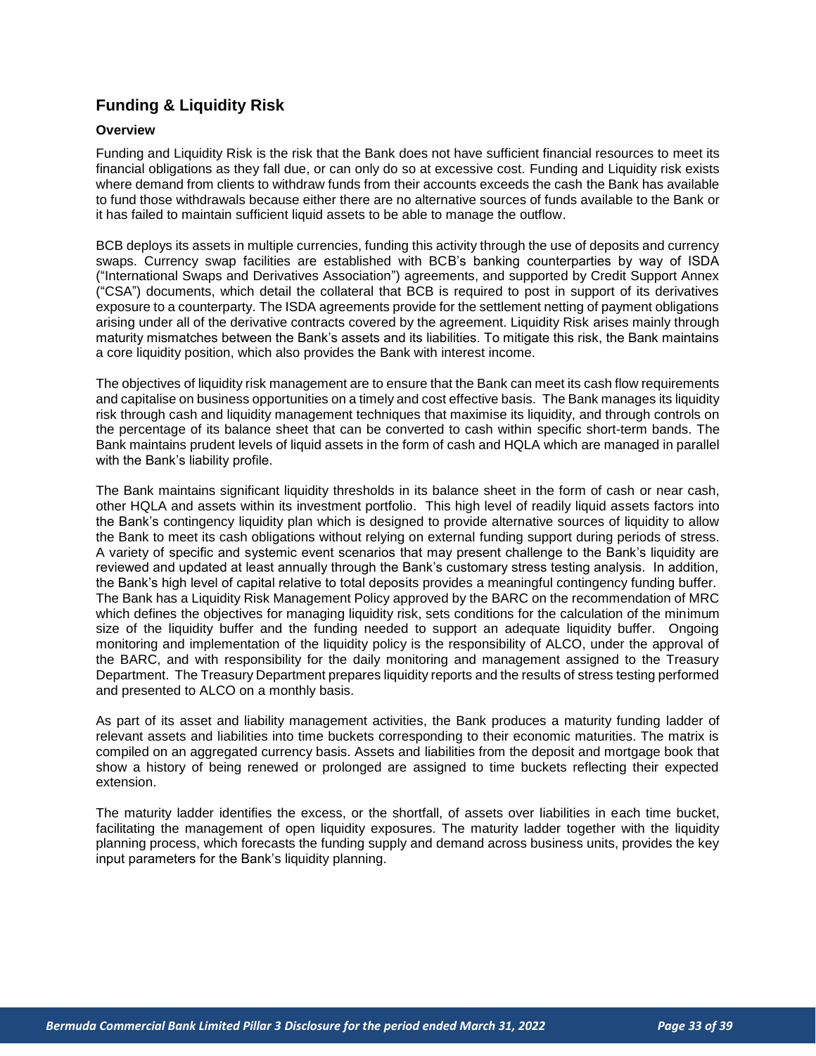## Funding & Liquidity Risk

### Overview

Funding and Liquidity Risk is the risk that the Bank does not have sufficient financial resources to meet its financial obligations as they fall due, or can only do so at excessive cost. Funding and Liquidity risk exists where demand from clients to withdraw funds from their accounts exceeds the cash the Bank has available to fund those withdrawals because either there are no alternative sources of funds available to the Bank or it has failed to maintain sufficient liquid assets to be able to manage the outflow.

BCB deploys its assets in multiple currencies, funding this activity through the use of deposits and currency swaps. Currency swap facilities are established with BCB's banking counterparties by way of ISDA ("International Swaps and Derivatives Association") agreements, and supported by Credit Support Annex ("CSA") documents, which detail the collateral that BCB is required to post in support of its derivatives exposure to a counterparty. The ISDA agreements provide for the settlement netting of payment obligations arising under all of the derivative contracts covered by the agreement. Liquidity Risk arises mainly through maturity mismatches between the Bank's assets and its liabilities. To mitigate this risk, the Bank maintains a core liquidity position, which also provides the Bank with interest income.

The objectives of liquidity risk management are to ensure that the Bank can meet its cash flow requirements and capitalise on business opportunities on a timely and cost effective basis. The Bank manages its liquidity risk through cash and liquidity management techniques that maximise its liquidity, and through controls on the percentage of its balance sheet that can be converted to cash within specific short-term bands. The Bank maintains prudent levels of liquid assets in the form of cash and HQLA which are managed in parallel with the Bank's liability profile.

The Bank maintains significant liquidity thresholds in its balance sheet in the form of cash or near cash, other HQLA and assets within its investment portfolio. This high level of readily liquid assets factors into the Bank's contingency liquidity plan which is designed to provide alternative sources of liquidity to allow the Bank to meet its cash obligations without relying on external funding support during periods of stress. A variety of specific and systemic event scenarios that may present challenge to the Bank's liquidity are reviewed and updated at least annually through the Bank's customary stress testing analysis. In addition, the Bank's high level of capital relative to total deposits provides a meaningful contingency funding buffer. The Bank has a Liquidity Risk Management Policy approved by the BARC on the recommendation of MRC which defines the objectives for managing liquidity risk, sets conditions for the calculation of the minimum size of the liquidity buffer and the funding needed to support an adequate liquidity buffer. Ongoing monitoring and implementation of the liquidity policy is the responsibility of ALCO, under the approval of the BARC, and with responsibility for the daily monitoring and management assigned to the Treasury Department. The Treasury Department prepares liquidity reports and the results of stress testing performed and presented to ALCO on a monthly basis.

As part of its asset and liability management activities, the Bank produces a maturity funding ladder of relevant assets and liabilities into time buckets corresponding to their economic maturities. The matrix is compiled on an aggregated currency basis. Assets and liabilities from the deposit and mortgage book that show a history of being renewed or prolonged are assigned to time buckets reflecting their expected extension.

The maturity ladder identifies the excess, or the shortfall, of assets over liabilities in each time bucket, facilitating the management of open liquidity exposures. The maturity ladder together with the liquidity planning process, which forecasts the funding supply and demand across business units, provides the key input parameters for the Bank's liquidity planning.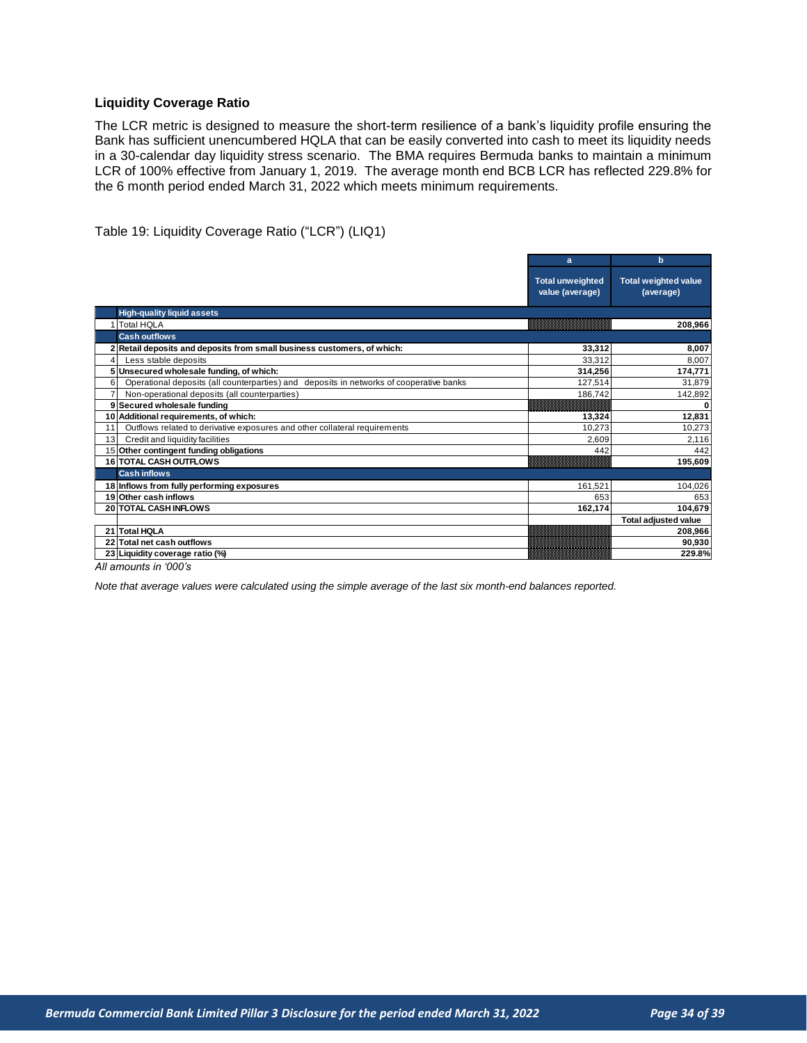### Liquidity Coverage Ratio

The LCR metric is designed to measure the short-term resilience of a bank's liquidity profile ensuring the Bank has sufficient unencumbered HQLA that can be easily converted into cash to meet its liquidity needs in a 30-calendar day liquidity stress scenario. The BMA requires Bermuda banks to maintain a minimum LCR of 100% effective from January 1, 2019. The average month end BCB LCR has reflected 229.8% for the 6 month period ended March 31, 2022 which meets minimum requirements.

Table 19: Liquidity Coverage Ratio ("LCR") (LIQ1)

| | | a | b |
|---|---|---|---|
| | | **Total unweighted value (average)** | **Total weighted value (average)** |
| | **High-quality liquid assets** | | |
| 1 | Total HQLA | | **208,966** |
| | **Cash outflows** | | |
| 2 | **Retail deposits and deposits from small business customers, of which:** | **33,312** | **8,007** |
| 4 | Less stable deposits | 33,312 | 8,007 |
| 5 | **Unsecured wholesale funding, of which:** | **314,256** | **174,771** |
| 6 | Operational deposits (all counterparties) and deposits in networks of cooperative banks | 127,514 | 31,879 |
| 7 | Non-operational deposits (all counterparties) | 186,742 | 142,892 |
| 9 | **Secured wholesale funding** | | **0** |
| 10 | **Additional requirements, of which:** | **13,324** | **12,831** |
| 11 | Outflows related to derivative exposures and other collateral requirements | 10,273 | 10,273 |
| 13 | Credit and liquidity facilities | 2,609 | 2,116 |
| 15 | **Other contingent funding obligations** | 442 | 442 |
| 16 | **TOTAL CASH OUTFLOWS** | | **195,609** |
| | **Cash inflows** | | |
| 18 | **Inflows from fully performing exposures** | 161,521 | 104,026 |
| 19 | **Other cash inflows** | 653 | 653 |
| 20 | **TOTAL CASH INFLOWS** | **162,174** | **104,679** |
| | | | **Total adjusted value** |
| 21 | **Total HQLA** | | **208,966** |
| 22 | **Total net cash outflows** | | **90,930** |
| 23 | **Liquidity coverage ratio (%)** | | **229.8%** |

*All amounts in '000's*

*Note that average values were calculated using the simple average of the last six month-end balances reported.*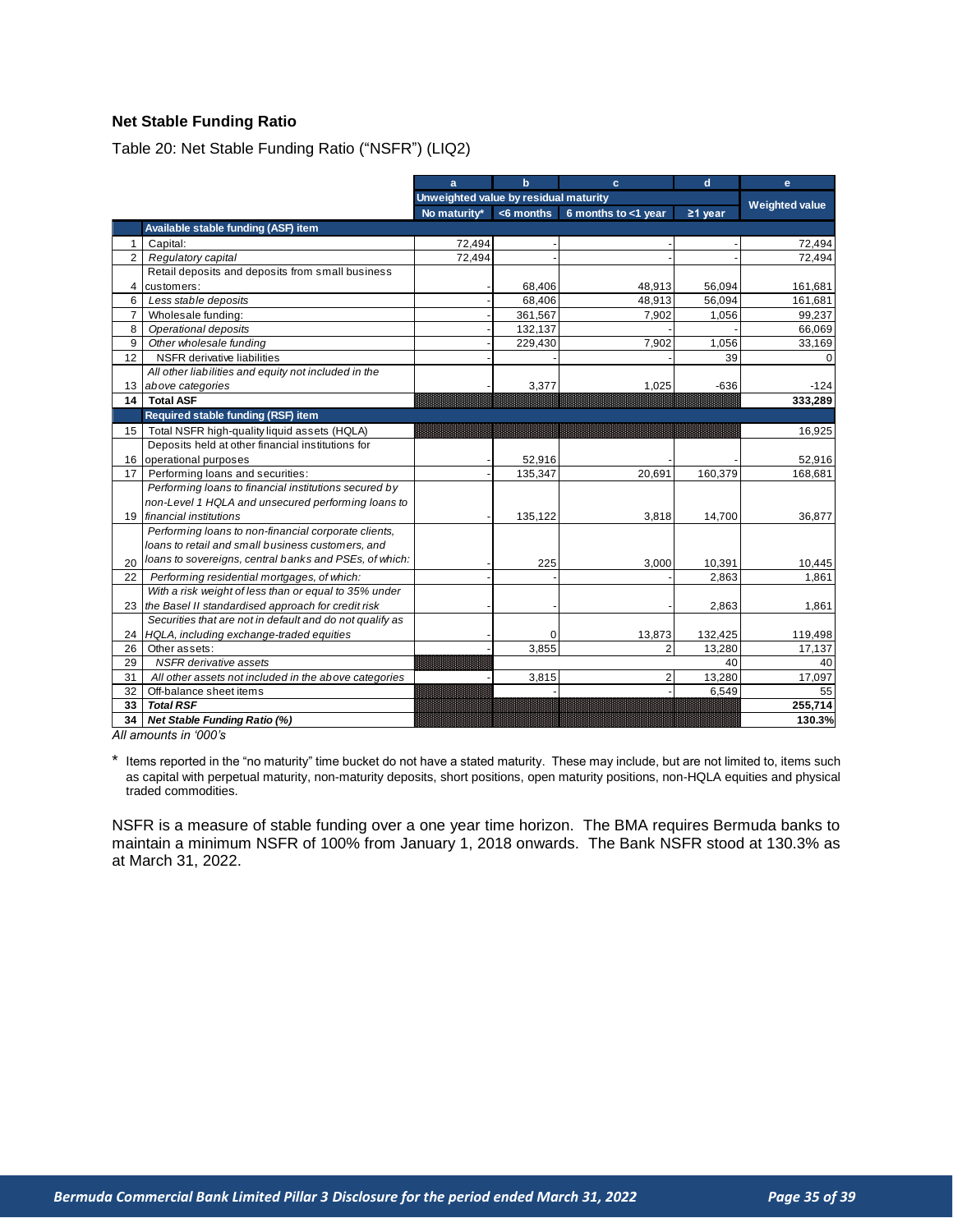### Net Stable Funding Ratio

Table 20: Net Stable Funding Ratio ("NSFR") (LIQ2)

| | | a | b | c | d | e |
|---|---|---|---|---|---|---|
| | | Unweighted value by residual maturity | | | | Weighted value |
| | | No maturity* | <6 months | 6 months to <1 year | ≥1 year | |
| | **Available stable funding (ASF) item** | | | | | |
| 1 | Capital: | 72,494 | - | - | - | 72,494 |
| 2 | *Regulatory capital* | 72,494 | - | - | - | 72,494 |
| 4 | Retail deposits and deposits from small business customers: | - | 68,406 | 48,913 | 56,094 | 161,681 |
| 6 | *Less stable deposits* | - | 68,406 | 48,913 | 56,094 | 161,681 |
| 7 | Wholesale funding: | - | 361,567 | 7,902 | 1,056 | 99,237 |
| 8 | *Operational deposits* | - | 132,137 | - | - | 66,069 |
| 9 | *Other wholesale funding* | - | 229,430 | 7,902 | 1,056 | 33,169 |
| 12 | NSFR derivative liabilities | - | - | - | 39 | 0 |
| 13 | *All other liabilities and equity not included in the above categories* | - | 3,377 | 1,025 | -636 | -124 |
| **14** | **Total ASF** | | | | | **333,289** |
| | **Required stable funding (RSF) item** | | | | | |
| 15 | Total NSFR high-quality liquid assets (HQLA) | | | | | 16,925 |
| 16 | Deposits held at other financial institutions for operational purposes | - | 52,916 | - | - | 52,916 |
| 17 | Performing loans and securities: | - | 135,347 | 20,691 | 160,379 | 168,681 |
| 19 | *Performing loans to financial institutions secured by non-Level 1 HQLA and unsecured performing loans to financial institutions* | - | 135,122 | 3,818 | 14,700 | 36,877 |
| 20 | *Performing loans to non-financial corporate clients, loans to retail and small business customers, and loans to sovereigns, central banks and PSEs, of which:* | - | 225 | 3,000 | 10,391 | 10,445 |
| 22 | *Performing residential mortgages, of which:* | - | - | - | 2,863 | 1,861 |
| 23 | *With a risk weight of less than or equal to 35% under the Basel II standardised approach for credit risk* | - | - | - | 2,863 | 1,861 |
| 24 | *Securities that are not in default and do not qualify as HQLA, including exchange-traded equities* | - | 0 | 13,873 | 132,425 | 119,498 |
| 26 | Other assets: | - | 3,855 | 2 | 13,280 | 17,137 |
| 29 | *NSFR derivative assets* | | | | 40 | 40 |
| 31 | *All other assets not included in the above categories* | - | 3,815 | 2 | 13,280 | 17,097 |
| 32 | Off-balance sheet items | | - | - | 6,549 | 55 |
| **33** | ***Total RSF*** | | | | | **255,714** |
| **34** | ***Net Stable Funding Ratio (%)*** | | | | | **130.3%** |

*All amounts in '000's*

\* Items reported in the "no maturity" time bucket do not have a stated maturity. These may include, but are not limited to, items such as capital with perpetual maturity, non-maturity deposits, short positions, open maturity positions, non-HQLA equities and physical traded commodities.

NSFR is a measure of stable funding over a one year time horizon. The BMA requires Bermuda banks to maintain a minimum NSFR of 100% from January 1, 2018 onwards. The Bank NSFR stood at 130.3% as at March 31, 2022.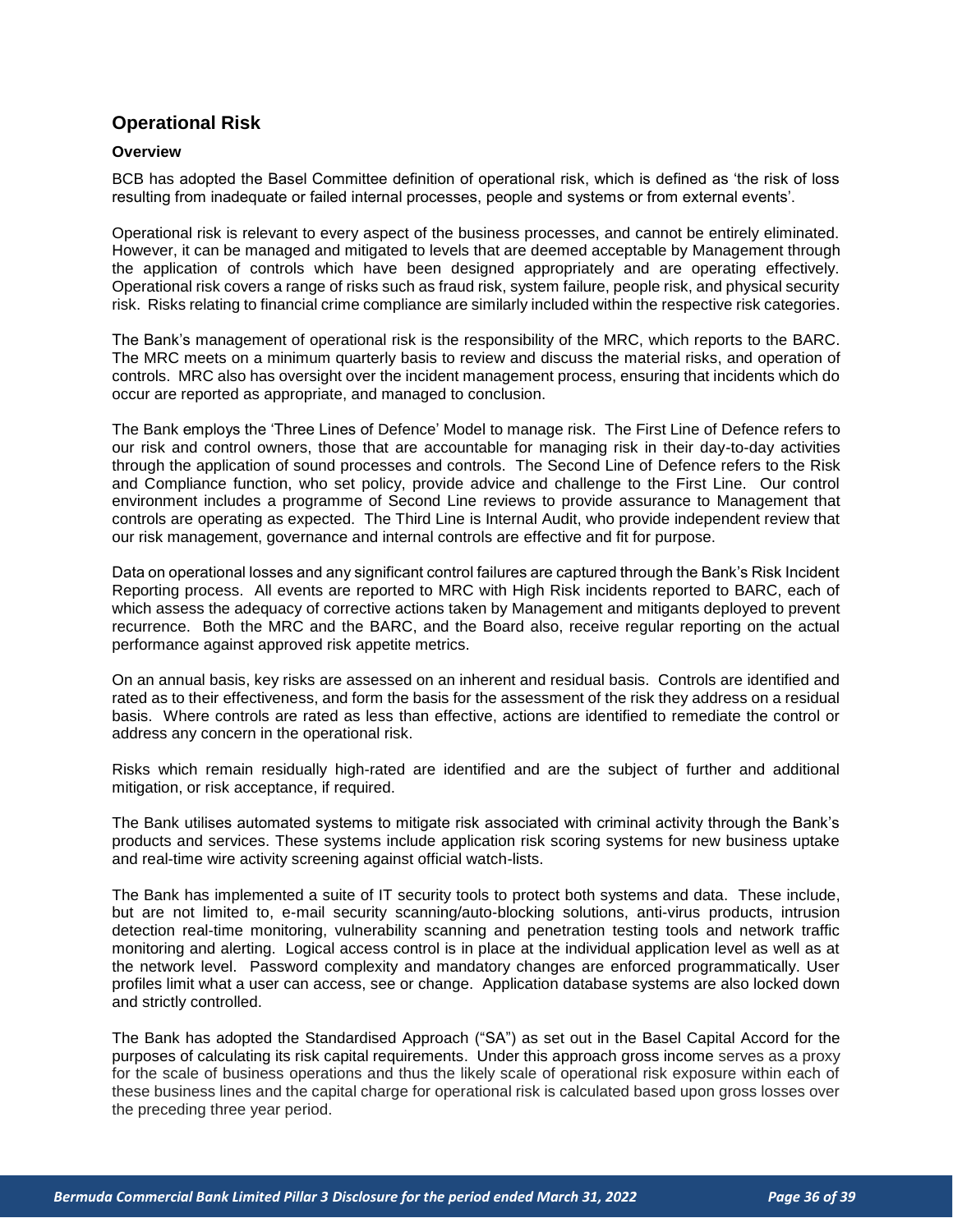## Operational Risk

### Overview

BCB has adopted the Basel Committee definition of operational risk, which is defined as 'the risk of loss resulting from inadequate or failed internal processes, people and systems or from external events'.

Operational risk is relevant to every aspect of the business processes, and cannot be entirely eliminated. However, it can be managed and mitigated to levels that are deemed acceptable by Management through the application of controls which have been designed appropriately and are operating effectively. Operational risk covers a range of risks such as fraud risk, system failure, people risk, and physical security risk. Risks relating to financial crime compliance are similarly included within the respective risk categories.

The Bank's management of operational risk is the responsibility of the MRC, which reports to the BARC. The MRC meets on a minimum quarterly basis to review and discuss the material risks, and operation of controls. MRC also has oversight over the incident management process, ensuring that incidents which do occur are reported as appropriate, and managed to conclusion.

The Bank employs the 'Three Lines of Defence' Model to manage risk. The First Line of Defence refers to our risk and control owners, those that are accountable for managing risk in their day-to-day activities through the application of sound processes and controls. The Second Line of Defence refers to the Risk and Compliance function, who set policy, provide advice and challenge to the First Line. Our control environment includes a programme of Second Line reviews to provide assurance to Management that controls are operating as expected. The Third Line is Internal Audit, who provide independent review that our risk management, governance and internal controls are effective and fit for purpose.

Data on operational losses and any significant control failures are captured through the Bank's Risk Incident Reporting process. All events are reported to MRC with High Risk incidents reported to BARC, each of which assess the adequacy of corrective actions taken by Management and mitigants deployed to prevent recurrence. Both the MRC and the BARC, and the Board also, receive regular reporting on the actual performance against approved risk appetite metrics.

On an annual basis, key risks are assessed on an inherent and residual basis. Controls are identified and rated as to their effectiveness, and form the basis for the assessment of the risk they address on a residual basis. Where controls are rated as less than effective, actions are identified to remediate the control or address any concern in the operational risk.

Risks which remain residually high-rated are identified and are the subject of further and additional mitigation, or risk acceptance, if required.

The Bank utilises automated systems to mitigate risk associated with criminal activity through the Bank's products and services. These systems include application risk scoring systems for new business uptake and real-time wire activity screening against official watch-lists.

The Bank has implemented a suite of IT security tools to protect both systems and data. These include, but are not limited to, e-mail security scanning/auto-blocking solutions, anti-virus products, intrusion detection real-time monitoring, vulnerability scanning and penetration testing tools and network traffic monitoring and alerting. Logical access control is in place at the individual application level as well as at the network level. Password complexity and mandatory changes are enforced programmatically. User profiles limit what a user can access, see or change. Application database systems are also locked down and strictly controlled.

The Bank has adopted the Standardised Approach ("SA") as set out in the Basel Capital Accord for the purposes of calculating its risk capital requirements. Under this approach gross income serves as a proxy for the scale of business operations and thus the likely scale of operational risk exposure within each of these business lines and the capital charge for operational risk is calculated based upon gross losses over the preceding three year period.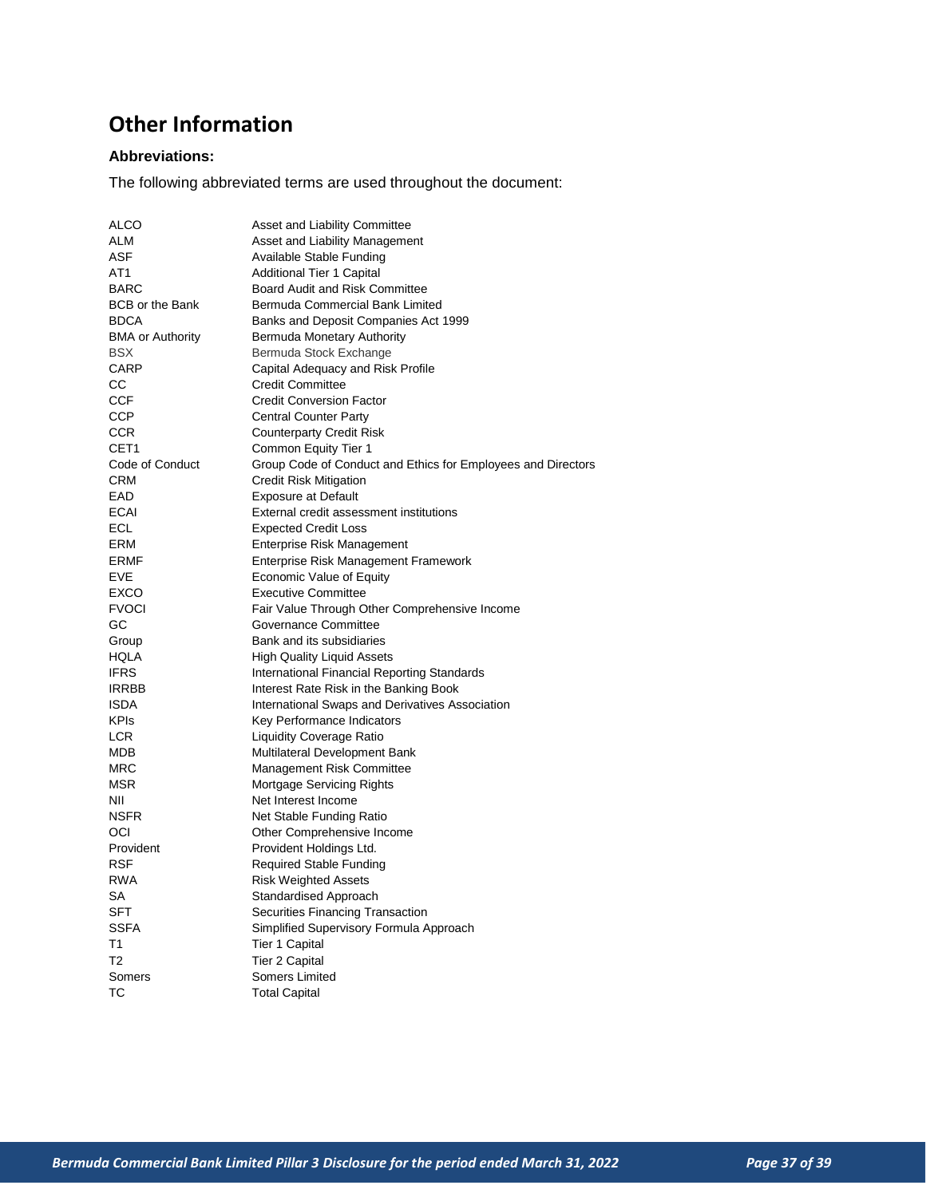## Other Information

### Abbreviations:

The following abbreviated terms are used throughout the document:

| | |
|---|---|
| ALCO | Asset and Liability Committee |
| ALM | Asset and Liability Management |
| ASF | Available Stable Funding |
| AT1 | Additional Tier 1 Capital |
| BARC | Board Audit and Risk Committee |
| BCB or the Bank | Bermuda Commercial Bank Limited |
| BDCA | Banks and Deposit Companies Act 1999 |
| BMA or Authority | Bermuda Monetary Authority |
| BSX | Bermuda Stock Exchange |
| CARP | Capital Adequacy and Risk Profile |
| CC | Credit Committee |
| CCF | Credit Conversion Factor |
| CCP | Central Counter Party |
| CCR | Counterparty Credit Risk |
| CET1 | Common Equity Tier 1 |
| Code of Conduct | Group Code of Conduct and Ethics for Employees and Directors |
| CRM | Credit Risk Mitigation |
| EAD | Exposure at Default |
| ECAI | External credit assessment institutions |
| ECL | Expected Credit Loss |
| ERM | Enterprise Risk Management |
| ERMF | Enterprise Risk Management Framework |
| EVE | Economic Value of Equity |
| EXCO | Executive Committee |
| FVOCI | Fair Value Through Other Comprehensive Income |
| GC | Governance Committee |
| Group | Bank and its subsidiaries |
| HQLA | High Quality Liquid Assets |
| IFRS | International Financial Reporting Standards |
| IRRBB | Interest Rate Risk in the Banking Book |
| ISDA | International Swaps and Derivatives Association |
| KPIs | Key Performance Indicators |
| LCR | Liquidity Coverage Ratio |
| MDB | Multilateral Development Bank |
| MRC | Management Risk Committee |
| MSR | Mortgage Servicing Rights |
| NII | Net Interest Income |
| NSFR | Net Stable Funding Ratio |
| OCI | Other Comprehensive Income |
| Provident | Provident Holdings Ltd. |
| RSF | Required Stable Funding |
| RWA | Risk Weighted Assets |
| SA | Standardised Approach |
| SFT | Securities Financing Transaction |
| SSFA | Simplified Supervisory Formula Approach |
| T1 | Tier 1 Capital |
| T2 | Tier 2 Capital |
| Somers | Somers Limited |
| TC | Total Capital |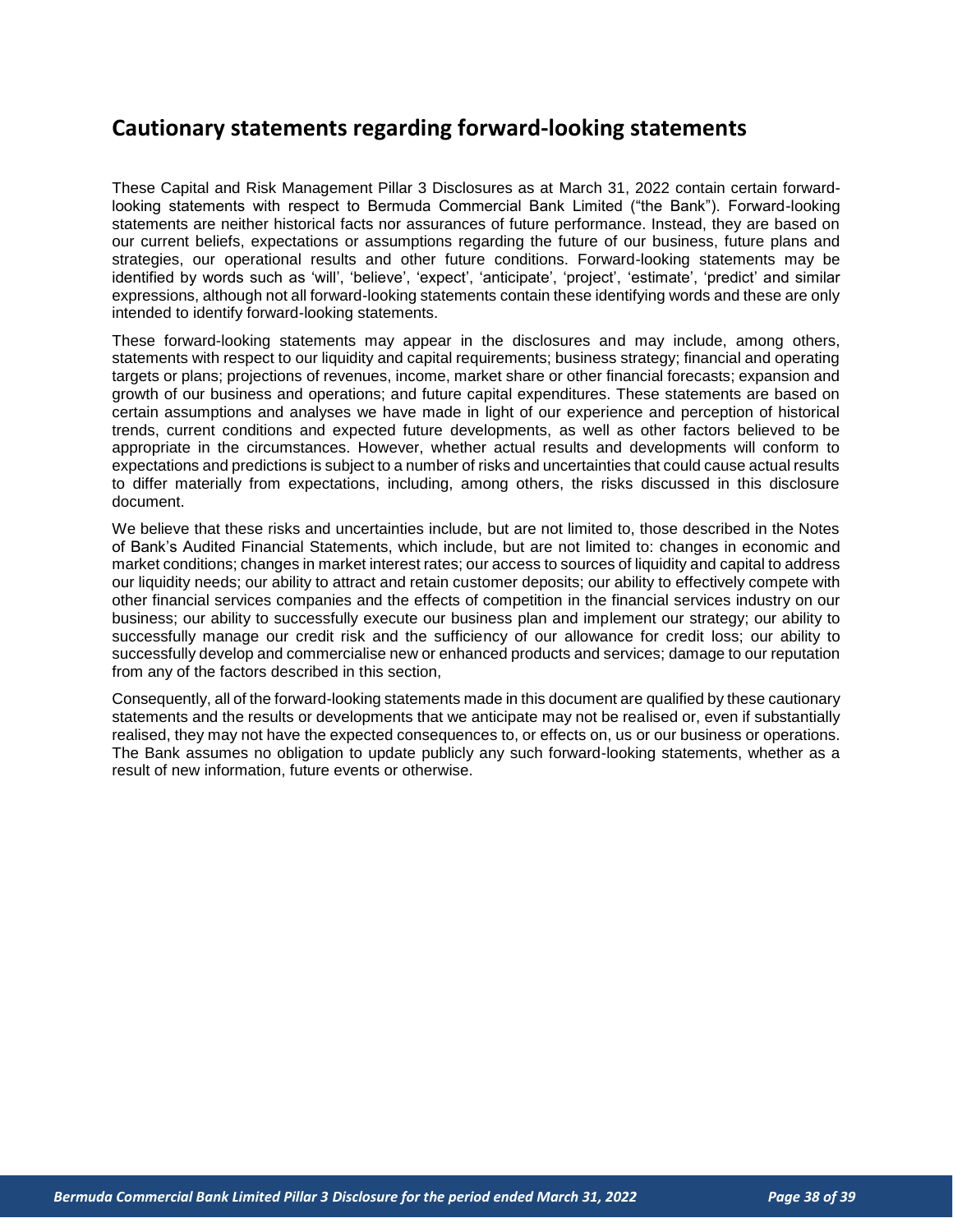## Cautionary statements regarding forward-looking statements

These Capital and Risk Management Pillar 3 Disclosures as at March 31, 2022 contain certain forward-looking statements with respect to Bermuda Commercial Bank Limited ("the Bank"). Forward-looking statements are neither historical facts nor assurances of future performance. Instead, they are based on our current beliefs, expectations or assumptions regarding the future of our business, future plans and strategies, our operational results and other future conditions. Forward-looking statements may be identified by words such as 'will', 'believe', 'expect', 'anticipate', 'project', 'estimate', 'predict' and similar expressions, although not all forward-looking statements contain these identifying words and these are only intended to identify forward-looking statements.

These forward-looking statements may appear in the disclosures and may include, among others, statements with respect to our liquidity and capital requirements; business strategy; financial and operating targets or plans; projections of revenues, income, market share or other financial forecasts; expansion and growth of our business and operations; and future capital expenditures. These statements are based on certain assumptions and analyses we have made in light of our experience and perception of historical trends, current conditions and expected future developments, as well as other factors believed to be appropriate in the circumstances. However, whether actual results and developments will conform to expectations and predictions is subject to a number of risks and uncertainties that could cause actual results to differ materially from expectations, including, among others, the risks discussed in this disclosure document.

We believe that these risks and uncertainties include, but are not limited to, those described in the Notes of Bank's Audited Financial Statements, which include, but are not limited to: changes in economic and market conditions; changes in market interest rates; our access to sources of liquidity and capital to address our liquidity needs; our ability to attract and retain customer deposits; our ability to effectively compete with other financial services companies and the effects of competition in the financial services industry on our business; our ability to successfully execute our business plan and implement our strategy; our ability to successfully manage our credit risk and the sufficiency of our allowance for credit loss; our ability to successfully develop and commercialise new or enhanced products and services; damage to our reputation from any of the factors described in this section,

Consequently, all of the forward-looking statements made in this document are qualified by these cautionary statements and the results or developments that we anticipate may not be realised or, even if substantially realised, they may not have the expected consequences to, or effects on, us or our business or operations. The Bank assumes no obligation to update publicly any such forward-looking statements, whether as a result of new information, future events or otherwise.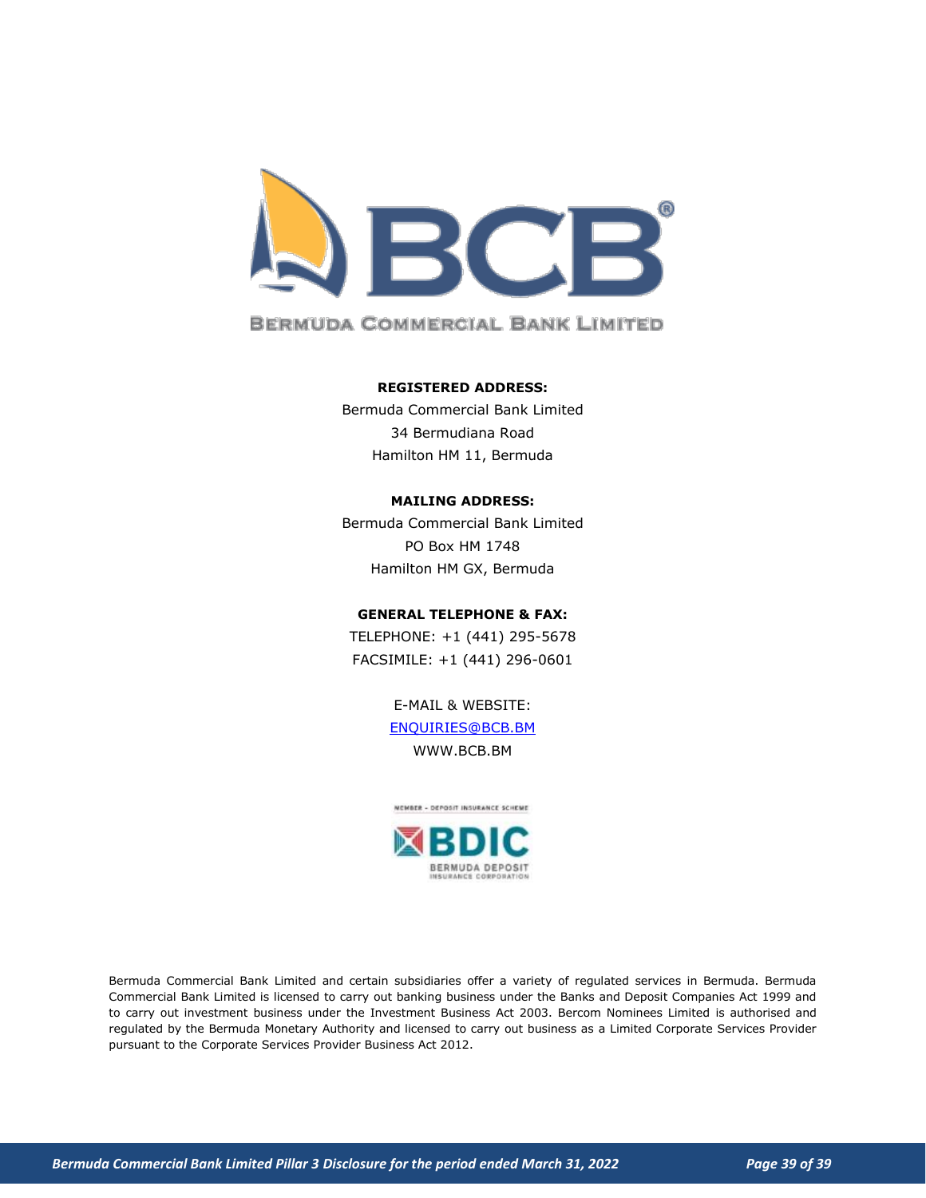BERMUDA COMMERCIAL BANK LIMITED

**REGISTERED ADDRESS:**

Bermuda Commercial Bank Limited
34 Bermudiana Road
Hamilton HM 11, Bermuda

**MAILING ADDRESS:**

Bermuda Commercial Bank Limited
PO Box HM 1748
Hamilton HM GX, Bermuda

**GENERAL TELEPHONE & FAX:**

TELEPHONE: +1 (441) 295-5678
FACSIMILE: +1 (441) 296-0601

E-MAIL & WEBSITE:
ENQUIRIES@BCB.BM
WWW.BCB.BM

MEMBER – DEPOSIT INSURANCE SCHEME

BDIC BERMUDA DEPOSIT INSURANCE CORPORATION

Bermuda Commercial Bank Limited and certain subsidiaries offer a variety of regulated services in Bermuda. Bermuda Commercial Bank Limited is licensed to carry out banking business under the Banks and Deposit Companies Act 1999 and to carry out investment business under the Investment Business Act 2003. Bercom Nominees Limited is authorised and regulated by the Bermuda Monetary Authority and licensed to carry out business as a Limited Corporate Services Provider pursuant to the Corporate Services Provider Business Act 2012.